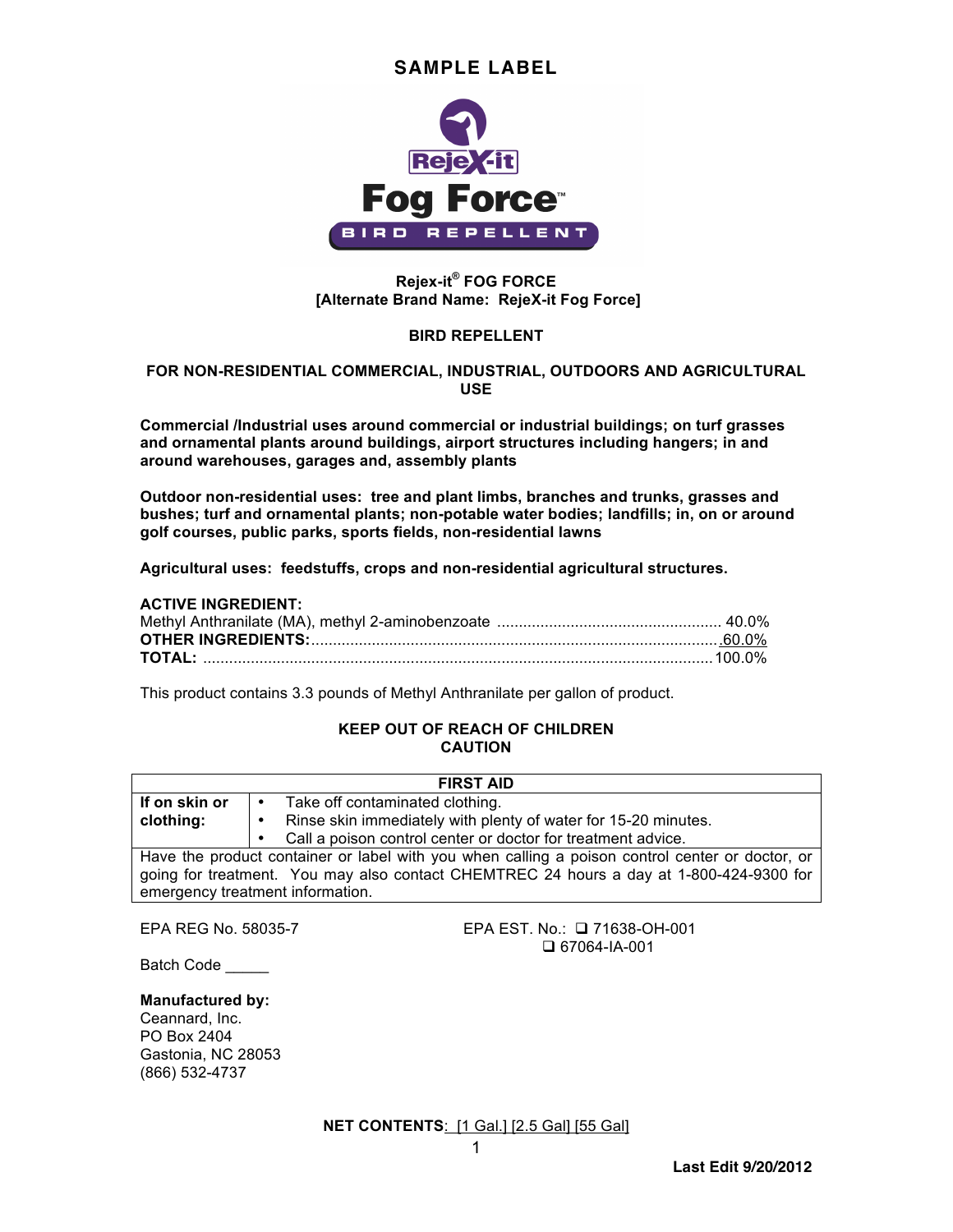# SAMPLE LABEL

RejeX-it

# Fog Force™

BIRD REPELLENT

**Rejex-it® FOG FORCE**
**[Alternate Brand Name: RejeX-it Fog Force]**

**BIRD REPELLENT**

**FOR NON-RESIDENTIAL COMMERCIAL, INDUSTRIAL, OUTDOORS AND AGRICULTURAL USE**

**Commercial /Industrial uses around commercial or industrial buildings; on turf grasses and ornamental plants around buildings, airport structures including hangers; in and around warehouses, garages and, assembly plants**

**Outdoor non-residential uses: tree and plant limbs, branches and trunks, grasses and bushes; turf and ornamental plants; non-potable water bodies; landfills; in, on or around golf courses, public parks, sports fields, non-residential lawns**

**Agricultural uses: feedstuffs, crops and non-residential agricultural structures.**

**ACTIVE INGREDIENT:**
Methyl Anthranilate (MA), methyl 2-aminobenzoate .................................................... 40.0%
**OTHER INGREDIENTS:**.............................................................................................60.0%
**TOTAL:** .....................................................................................................................100.0%

This product contains 3.3 pounds of Methyl Anthranilate per gallon of product.

**KEEP OUT OF REACH OF CHILDREN**
**CAUTION**

| **FIRST AID** | |
|---|---|
| **If on skin or clothing:** | • Take off contaminated clothing.<br>• Rinse skin immediately with plenty of water for 15-20 minutes.<br>• Call a poison control center or doctor for treatment advice. |
| Have the product container or label with you when calling a poison control center or doctor, or going for treatment. You may also contact CHEMTREC 24 hours a day at 1-800-424-9300 for emergency treatment information. | |

EPA REG No. 58035-7

EPA EST. No.: ❑ 71638-OH-001
❑ 67064-IA-001

Batch Code _____

**Manufactured by:**
Ceannard, Inc.
PO Box 2404
Gastonia, NC 28053
(866) 532-4737

**NET CONTENTS**: [1 Gal.] [2.5 Gal] [55 Gal]

**Last Edit 9/20/2012**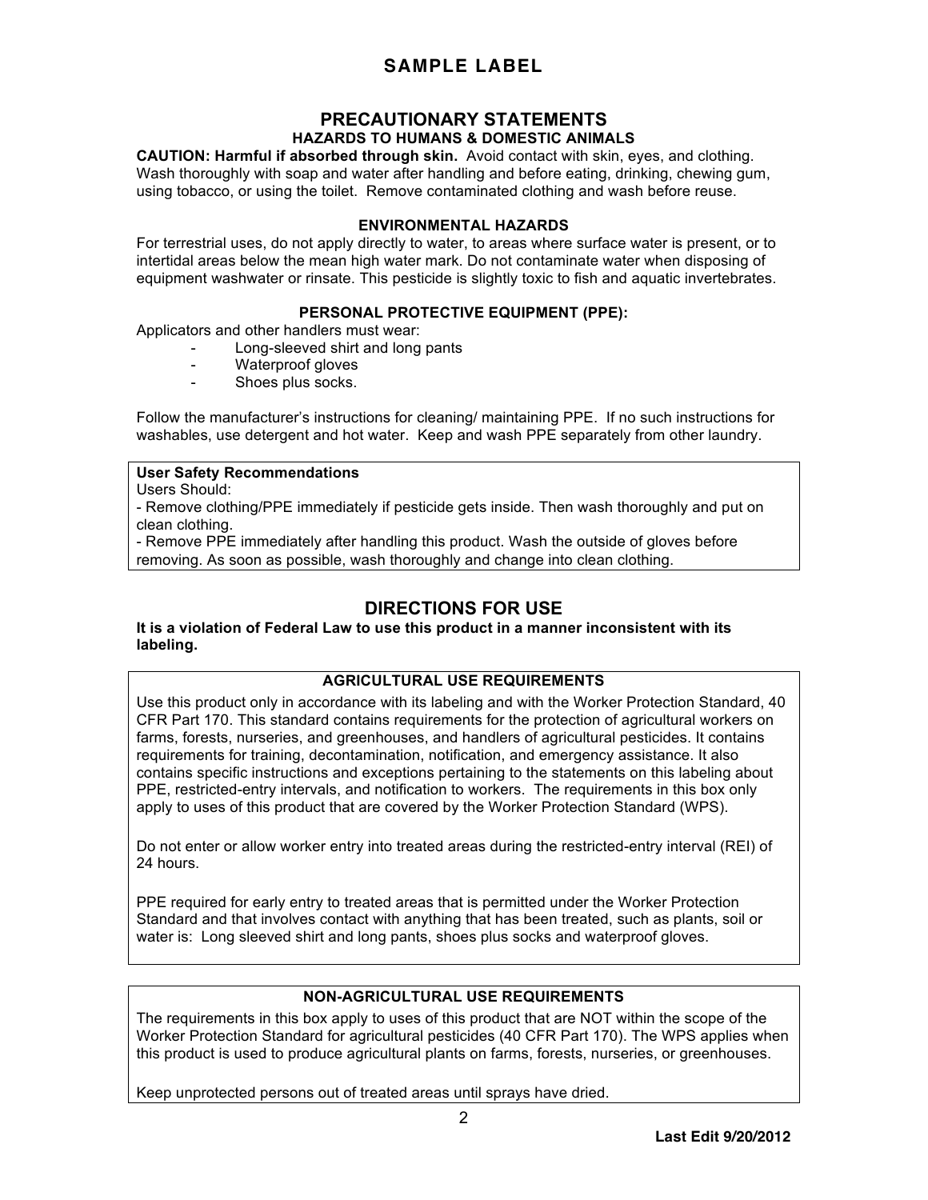# SAMPLE LABEL

## PRECAUTIONARY STATEMENTS

### HAZARDS TO HUMANS & DOMESTIC ANIMALS

**CAUTION: Harmful if absorbed through skin.** Avoid contact with skin, eyes, and clothing. Wash thoroughly with soap and water after handling and before eating, drinking, chewing gum, using tobacco, or using the toilet. Remove contaminated clothing and wash before reuse.

### ENVIRONMENTAL HAZARDS

For terrestrial uses, do not apply directly to water, to areas where surface water is present, or to intertidal areas below the mean high water mark. Do not contaminate water when disposing of equipment washwater or rinsate. This pesticide is slightly toxic to fish and aquatic invertebrates.

### PERSONAL PROTECTIVE EQUIPMENT (PPE):

Applicators and other handlers must wear:

- Long-sleeved shirt and long pants
- Waterproof gloves
- Shoes plus socks.

Follow the manufacturer's instructions for cleaning/ maintaining PPE. If no such instructions for washables, use detergent and hot water. Keep and wash PPE separately from other laundry.

**User Safety Recommendations**

Users Should:

- Remove clothing/PPE immediately if pesticide gets inside. Then wash thoroughly and put on clean clothing.
- Remove PPE immediately after handling this product. Wash the outside of gloves before removing. As soon as possible, wash thoroughly and change into clean clothing.

## DIRECTIONS FOR USE

**It is a violation of Federal Law to use this product in a manner inconsistent with its labeling.**

### AGRICULTURAL USE REQUIREMENTS

Use this product only in accordance with its labeling and with the Worker Protection Standard, 40 CFR Part 170. This standard contains requirements for the protection of agricultural workers on farms, forests, nurseries, and greenhouses, and handlers of agricultural pesticides. It contains requirements for training, decontamination, notification, and emergency assistance. It also contains specific instructions and exceptions pertaining to the statements on this labeling about PPE, restricted-entry intervals, and notification to workers. The requirements in this box only apply to uses of this product that are covered by the Worker Protection Standard (WPS).

Do not enter or allow worker entry into treated areas during the restricted-entry interval (REI) of 24 hours.

PPE required for early entry to treated areas that is permitted under the Worker Protection Standard and that involves contact with anything that has been treated, such as plants, soil or water is: Long sleeved shirt and long pants, shoes plus socks and waterproof gloves.

### NON-AGRICULTURAL USE REQUIREMENTS

The requirements in this box apply to uses of this product that are NOT within the scope of the Worker Protection Standard for agricultural pesticides (40 CFR Part 170). The WPS applies when this product is used to produce agricultural plants on farms, forests, nurseries, or greenhouses.

Keep unprotected persons out of treated areas until sprays have dried.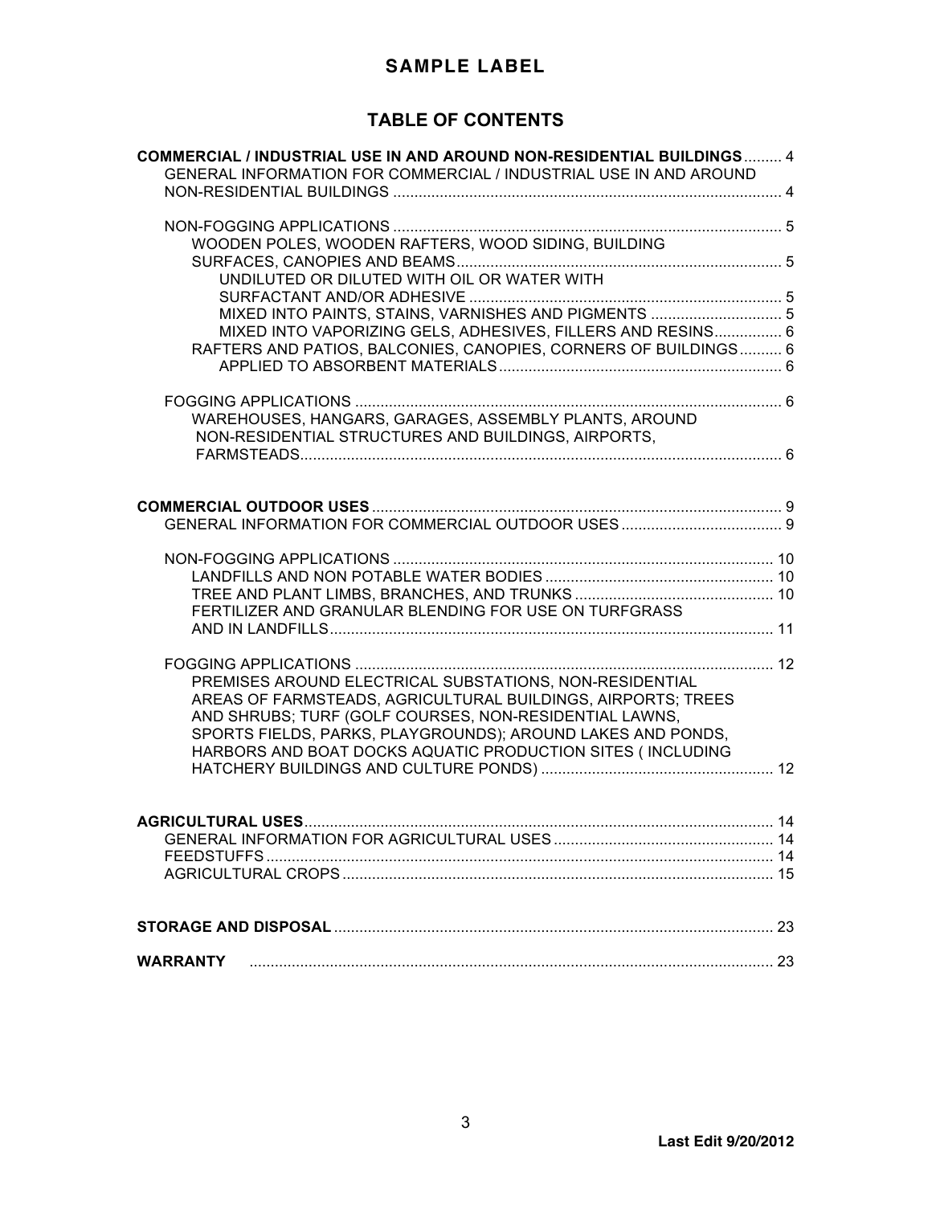**SAMPLE LABEL**

## TABLE OF CONTENTS

**COMMERCIAL / INDUSTRIAL USE IN AND AROUND NON-RESIDENTIAL BUILDINGS** ......... 4

- GENERAL INFORMATION FOR COMMERCIAL / INDUSTRIAL USE IN AND AROUND NON-RESIDENTIAL BUILDINGS ........................................................................................... 4
- NON-FOGGING APPLICATIONS ........................................................................................... 5
  - WOODEN POLES, WOODEN RAFTERS, WOOD SIDING, BUILDING SURFACES, CANOPIES AND BEAMS............................................................................ 5
    - UNDILUTED OR DILUTED WITH OIL OR WATER WITH SURFACTANT AND/OR ADHESIVE .......................................................................... 5
    - MIXED INTO PAINTS, STAINS, VARNISHES AND PIGMENTS ............................... 5
    - MIXED INTO VAPORIZING GELS, ADHESIVES, FILLERS AND RESINS................ 6
  - RAFTERS AND PATIOS, BALCONIES, CANOPIES, CORNERS OF BUILDINGS.......... 6
    - APPLIED TO ABSORBENT MATERIALS.................................................................. 6
- FOGGING APPLICATIONS .................................................................................................... 6
  - WAREHOUSES, HANGARS, GARAGES, ASSEMBLY PLANTS, AROUND NON-RESIDENTIAL STRUCTURES AND BUILDINGS, AIRPORTS, FARMSTEADS................................................................................................................. 6

**COMMERCIAL OUTDOOR USES** ................................................................................................ 9

- GENERAL INFORMATION FOR COMMERCIAL OUTDOOR USES ...................................... 9
- NON-FOGGING APPLICATIONS .......................................................................................... 10
  - LANDFILLS AND NON POTABLE WATER BODIES ...................................................... 10
  - TREE AND PLANT LIMBS, BRANCHES, AND TRUNKS ............................................... 10
  - FERTILIZER AND GRANULAR BLENDING FOR USE ON TURFGRASS AND IN LANDFILLS........................................................................................................ 11
- FOGGING APPLICATIONS .................................................................................................. 12
  - PREMISES AROUND ELECTRICAL SUBSTATIONS, NON-RESIDENTIAL AREAS OF FARMSTEADS, AGRICULTURAL BUILDINGS, AIRPORTS; TREES AND SHRUBS; TURF (GOLF COURSES, NON-RESIDENTIAL LAWNS, SPORTS FIELDS, PARKS, PLAYGROUNDS); AROUND LAKES AND PONDS, HARBORS AND BOAT DOCKS AQUATIC PRODUCTION SITES ( INCLUDING HATCHERY BUILDINGS AND CULTURE PONDS) ....................................................... 12

**AGRICULTURAL USES**.............................................................................................................. 14

- GENERAL INFORMATION FOR AGRICULTURAL USES .................................................... 14
- FEEDSTUFFS ........................................................................................................................ 14
- AGRICULTURAL CROPS ...................................................................................................... 15

**STORAGE AND DISPOSAL** ........................................................................................................ 23

**WARRANTY** ............................................................................................................................ 23

Last Edit 9/20/2012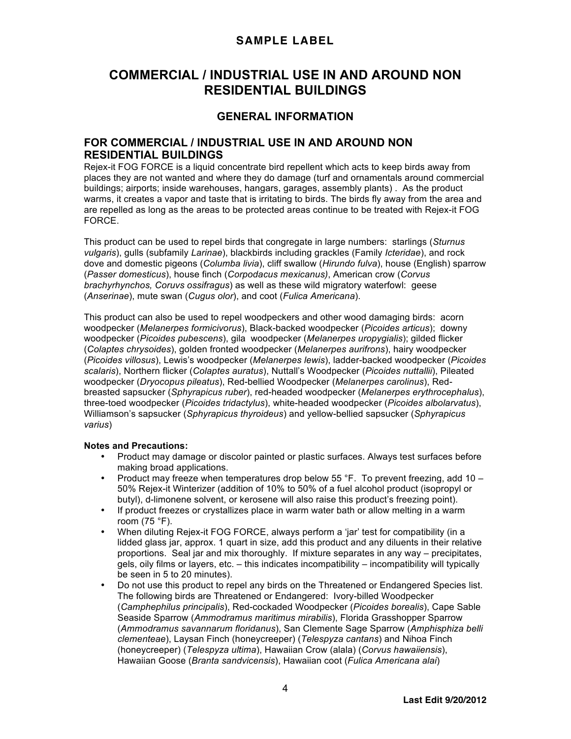## SAMPLE LABEL

# COMMERCIAL / INDUSTRIAL USE IN AND AROUND NON RESIDENTIAL BUILDINGS

## GENERAL INFORMATION

### FOR COMMERCIAL / INDUSTRIAL USE IN AND AROUND NON RESIDENTIAL BUILDINGS

Rejex-it FOG FORCE is a liquid concentrate bird repellent which acts to keep birds away from places they are not wanted and where they do damage (turf and ornamentals around commercial buildings; airports; inside warehouses, hangars, garages, assembly plants) . As the product warms, it creates a vapor and taste that is irritating to birds. The birds fly away from the area and are repelled as long as the areas to be protected areas continue to be treated with Rejex-it FOG FORCE.

This product can be used to repel birds that congregate in large numbers: starlings (*Sturnus vulgaris*), gulls (subfamily *Larinae*), blackbirds including grackles (Family *Icteridae*), and rock dove and domestic pigeons (*Columba livia*), cliff swallow (*Hirundo fulva*), house (English) sparrow (*Passer domesticus*), house finch (*Corpodacus mexicanus)*, American crow (*Corvus brachyrhynchos, Coruvs ossifragus*) as well as these wild migratory waterfowl: geese (*Anserinae*), mute swan (*Cugus olor*), and coot (*Fulica Americana*).

This product can also be used to repel woodpeckers and other wood damaging birds: acorn woodpecker (*Melanerpes formicivorus*), Black-backed woodpecker (*Picoides articus*); downy woodpecker (*Picoides pubescens*), gila woodpecker (*Melanerpes uropygialis*); gilded flicker (*Colaptes chrysoides*), golden fronted woodpecker (*Melanerpes aurifrons*), hairy woodpecker (*Picoides villosus*), Lewis's woodpecker (*Melanerpes lewis*), ladder-backed woodpecker (*Picoides scalaris*), Northern flicker (*Colaptes auratus*), Nuttall's Woodpecker (*Picoides nuttallii*), Pileated woodpecker (*Dryocopus pileatus*), Red-bellied Woodpecker (*Melanerpes carolinus*), Red-breasted sapsucker (*Sphyrapicus ruber*), red-headed woodpecker (*Melanerpes erythrocephalus*), three-toed woodpecker (*Picoides tridactylus*), white-headed woodpecker (*Picoides albolarvatus*), Williamson's sapsucker (*Sphyrapicus thyroideus*) and yellow-bellied sapsucker (*Sphyrapicus varius*)

**Notes and Precautions:**

- Product may damage or discolor painted or plastic surfaces. Always test surfaces before making broad applications.
- Product may freeze when temperatures drop below 55 °F. To prevent freezing, add 10 – 50% Rejex-it Winterizer (addition of 10% to 50% of a fuel alcohol product (isopropyl or butyl), d-limonene solvent, or kerosene will also raise this product's freezing point).
- If product freezes or crystallizes place in warm water bath or allow melting in a warm room (75 °F).
- When diluting Rejex-it FOG FORCE, always perform a 'jar' test for compatibility (in a lidded glass jar, approx. 1 quart in size, add this product and any diluents in their relative proportions. Seal jar and mix thoroughly. If mixture separates in any way – precipitates, gels, oily films or layers, etc. – this indicates incompatibility – incompatibility will typically be seen in 5 to 20 minutes).
- Do not use this product to repel any birds on the Threatened or Endangered Species list. The following birds are Threatened or Endangered: Ivory-billed Woodpecker (*Camphephilus principalis*), Red-cockaded Woodpecker (*Picoides borealis*), Cape Sable Seaside Sparrow (*Ammodramus maritimus mirabilis*), Florida Grasshopper Sparrow (*Ammodramus savannarum floridanus*), San Clemente Sage Sparrow (*Amphisphiza belli clementeae*), Laysan Finch (honeycreeper) (*Telespyza cantans*) and Nihoa Finch (honeycreeper) (*Telespyza ultima*), Hawaiian Crow (alala) (*Corvus hawaiiensis*), Hawaiian Goose (*Branta sandvicensis*), Hawaiian coot (*Fulica Americana alai*)

Last Edit 9/20/2012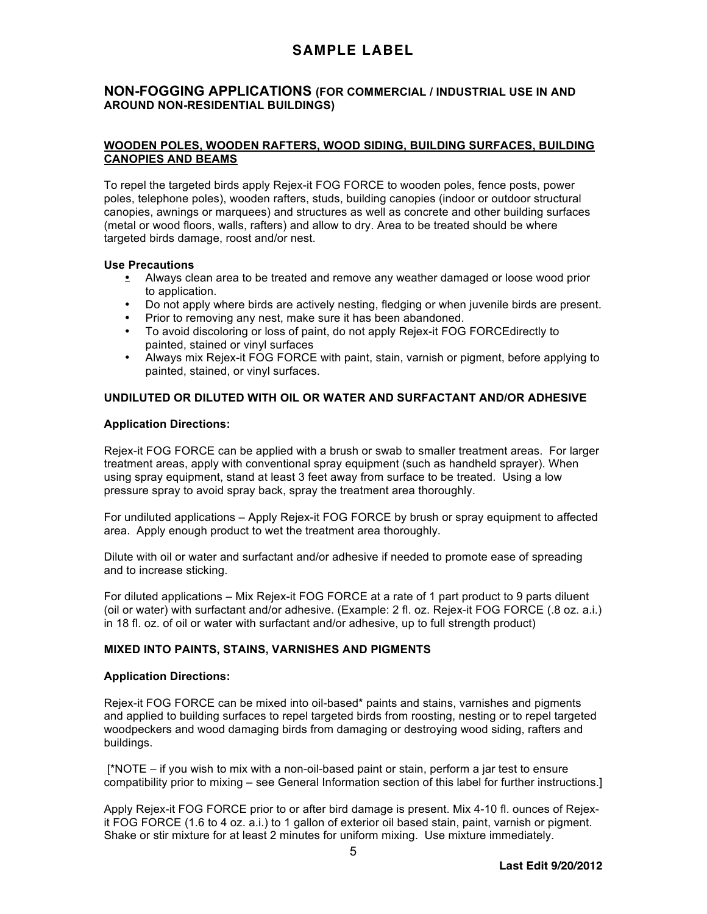# SAMPLE LABEL

## NON-FOGGING APPLICATIONS (FOR COMMERCIAL / INDUSTRIAL USE IN AND AROUND NON-RESIDENTIAL BUILDINGS)

### WOODEN POLES, WOODEN RAFTERS, WOOD SIDING, BUILDING SURFACES, BUILDING CANOPIES AND BEAMS

To repel the targeted birds apply Rejex-it FOG FORCE to wooden poles, fence posts, power poles, telephone poles), wooden rafters, studs, building canopies (indoor or outdoor structural canopies, awnings or marquees) and structures as well as concrete and other building surfaces (metal or wood floors, walls, rafters) and allow to dry. Area to be treated should be where targeted birds damage, roost and/or nest.

**Use Precautions**

- Always clean area to be treated and remove any weather damaged or loose wood prior to application.
- Do not apply where birds are actively nesting, fledging or when juvenile birds are present.
- Prior to removing any nest, make sure it has been abandoned.
- To avoid discoloring or loss of paint, do not apply Rejex-it FOG FORCEdirectly to painted, stained or vinyl surfaces
- Always mix Rejex-it FOG FORCE with paint, stain, varnish or pigment, before applying to painted, stained, or vinyl surfaces.

### UNDILUTED OR DILUTED WITH OIL OR WATER AND SURFACTANT AND/OR ADHESIVE

**Application Directions:**

Rejex-it FOG FORCE can be applied with a brush or swab to smaller treatment areas. For larger treatment areas, apply with conventional spray equipment (such as handheld sprayer). When using spray equipment, stand at least 3 feet away from surface to be treated. Using a low pressure spray to avoid spray back, spray the treatment area thoroughly.

For undiluted applications – Apply Rejex-it FOG FORCE by brush or spray equipment to affected area. Apply enough product to wet the treatment area thoroughly.

Dilute with oil or water and surfactant and/or adhesive if needed to promote ease of spreading and to increase sticking.

For diluted applications – Mix Rejex-it FOG FORCE at a rate of 1 part product to 9 parts diluent (oil or water) with surfactant and/or adhesive. (Example: 2 fl. oz. Rejex-it FOG FORCE (.8 oz. a.i.) in 18 fl. oz. of oil or water with surfactant and/or adhesive, up to full strength product)

### MIXED INTO PAINTS, STAINS, VARNISHES AND PIGMENTS

**Application Directions:**

Rejex-it FOG FORCE can be mixed into oil-based* paints and stains, varnishes and pigments and applied to building surfaces to repel targeted birds from roosting, nesting or to repel targeted woodpeckers and wood damaging birds from damaging or destroying wood siding, rafters and buildings.

[*NOTE – if you wish to mix with a non-oil-based paint or stain, perform a jar test to ensure compatibility prior to mixing – see General Information section of this label for further instructions.]

Apply Rejex-it FOG FORCE prior to or after bird damage is present. Mix 4-10 fl. ounces of Rejex-it FOG FORCE (1.6 to 4 oz. a.i.) to 1 gallon of exterior oil based stain, paint, varnish or pigment. Shake or stir mixture for at least 2 minutes for uniform mixing. Use mixture immediately.

**Last Edit 9/20/2012**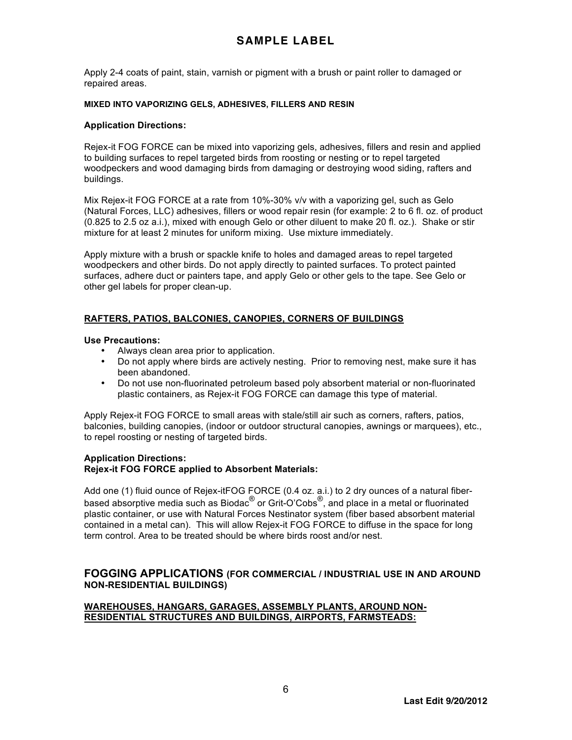Apply 2-4 coats of paint, stain, varnish or pigment with a brush or paint roller to damaged or repaired areas.

**MIXED INTO VAPORIZING GELS, ADHESIVES, FILLERS AND RESIN**

**Application Directions:**

Rejex-it FOG FORCE can be mixed into vaporizing gels, adhesives, fillers and resin and applied to building surfaces to repel targeted birds from roosting or nesting or to repel targeted woodpeckers and wood damaging birds from damaging or destroying wood siding, rafters and buildings.

Mix Rejex-it FOG FORCE at a rate from 10%-30% v/v with a vaporizing gel, such as Gelo (Natural Forces, LLC) adhesives, fillers or wood repair resin (for example: 2 to 6 fl. oz. of product (0.825 to 2.5 oz a.i.), mixed with enough Gelo or other diluent to make 20 fl. oz.). Shake or stir mixture for at least 2 minutes for uniform mixing. Use mixture immediately.

Apply mixture with a brush or spackle knife to holes and damaged areas to repel targeted woodpeckers and other birds. Do not apply directly to painted surfaces. To protect painted surfaces, adhere duct or painters tape, and apply Gelo or other gels to the tape. See Gelo or other gel labels for proper clean-up.

**RAFTERS, PATIOS, BALCONIES, CANOPIES, CORNERS OF BUILDINGS**

**Use Precautions:**

- Always clean area prior to application.
- Do not apply where birds are actively nesting. Prior to removing nest, make sure it has been abandoned.
- Do not use non-fluorinated petroleum based poly absorbent material or non-fluorinated plastic containers, as Rejex-it FOG FORCE can damage this type of material.

Apply Rejex-it FOG FORCE to small areas with stale/still air such as corners, rafters, patios, balconies, building canopies, (indoor or outdoor structural canopies, awnings or marquees), etc., to repel roosting or nesting of targeted birds.

**Application Directions:**
**Rejex-it FOG FORCE applied to Absorbent Materials:**

Add one (1) fluid ounce of Rejex-itFOG FORCE (0.4 oz. a.i.) to 2 dry ounces of a natural fiber-based absorptive media such as Biodac® or Grit-O'Cobs®, and place in a metal or fluorinated plastic container, or use with Natural Forces Nestinator system (fiber based absorbent material contained in a metal can). This will allow Rejex-it FOG FORCE to diffuse in the space for long term control. Area to be treated should be where birds roost and/or nest.

## FOGGING APPLICATIONS (FOR COMMERCIAL / INDUSTRIAL USE IN AND AROUND NON-RESIDENTIAL BUILDINGS)

**WAREHOUSES, HANGARS, GARAGES, ASSEMBLY PLANTS, AROUND NON-RESIDENTIAL STRUCTURES AND BUILDINGS, AIRPORTS, FARMSTEADS:**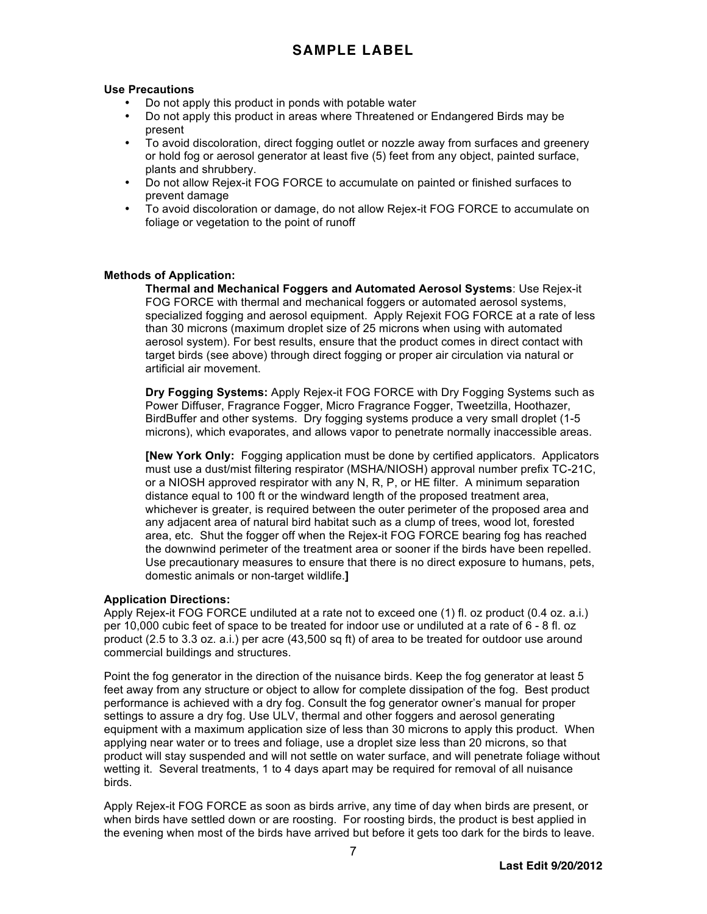## SAMPLE LABEL

**Use Precautions**

- Do not apply this product in ponds with potable water
- Do not apply this product in areas where Threatened or Endangered Birds may be present
- To avoid discoloration, direct fogging outlet or nozzle away from surfaces and greenery or hold fog or aerosol generator at least five (5) feet from any object, painted surface, plants and shrubbery.
- Do not allow Rejex-it FOG FORCE to accumulate on painted or finished surfaces to prevent damage
- To avoid discoloration or damage, do not allow Rejex-it FOG FORCE to accumulate on foliage or vegetation to the point of runoff

**Methods of Application:**

**Thermal and Mechanical Foggers and Automated Aerosol Systems**: Use Rejex-it FOG FORCE with thermal and mechanical foggers or automated aerosol systems, specialized fogging and aerosol equipment. Apply Rejexit FOG FORCE at a rate of less than 30 microns (maximum droplet size of 25 microns when using with automated aerosol system). For best results, ensure that the product comes in direct contact with target birds (see above) through direct fogging or proper air circulation via natural or artificial air movement.

**Dry Fogging Systems:** Apply Rejex-it FOG FORCE with Dry Fogging Systems such as Power Diffuser, Fragrance Fogger, Micro Fragrance Fogger, Tweetzilla, Hoothazer, BirdBuffer and other systems. Dry fogging systems produce a very small droplet (1-5 microns), which evaporates, and allows vapor to penetrate normally inaccessible areas.

**[New York Only:** Fogging application must be done by certified applicators. Applicators must use a dust/mist filtering respirator (MSHA/NIOSH) approval number prefix TC-21C, or a NIOSH approved respirator with any N, R, P, or HE filter. A minimum separation distance equal to 100 ft or the windward length of the proposed treatment area, whichever is greater, is required between the outer perimeter of the proposed area and any adjacent area of natural bird habitat such as a clump of trees, wood lot, forested area, etc. Shut the fogger off when the Rejex-it FOG FORCE bearing fog has reached the downwind perimeter of the treatment area or sooner if the birds have been repelled. Use precautionary measures to ensure that there is no direct exposure to humans, pets, domestic animals or non-target wildlife.**]**

**Application Directions:**

Apply Rejex-it FOG FORCE undiluted at a rate not to exceed one (1) fl. oz product (0.4 oz. a.i.) per 10,000 cubic feet of space to be treated for indoor use or undiluted at a rate of 6 - 8 fl. oz product (2.5 to 3.3 oz. a.i.) per acre (43,500 sq ft) of area to be treated for outdoor use around commercial buildings and structures.

Point the fog generator in the direction of the nuisance birds. Keep the fog generator at least 5 feet away from any structure or object to allow for complete dissipation of the fog. Best product performance is achieved with a dry fog. Consult the fog generator owner's manual for proper settings to assure a dry fog. Use ULV, thermal and other foggers and aerosol generating equipment with a maximum application size of less than 30 microns to apply this product. When applying near water or to trees and foliage, use a droplet size less than 20 microns, so that product will stay suspended and will not settle on water surface, and will penetrate foliage without wetting it. Several treatments, 1 to 4 days apart may be required for removal of all nuisance birds.

Apply Rejex-it FOG FORCE as soon as birds arrive, any time of day when birds are present, or when birds have settled down or are roosting. For roosting birds, the product is best applied in the evening when most of the birds have arrived but before it gets too dark for the birds to leave.

**Last Edit 9/20/2012**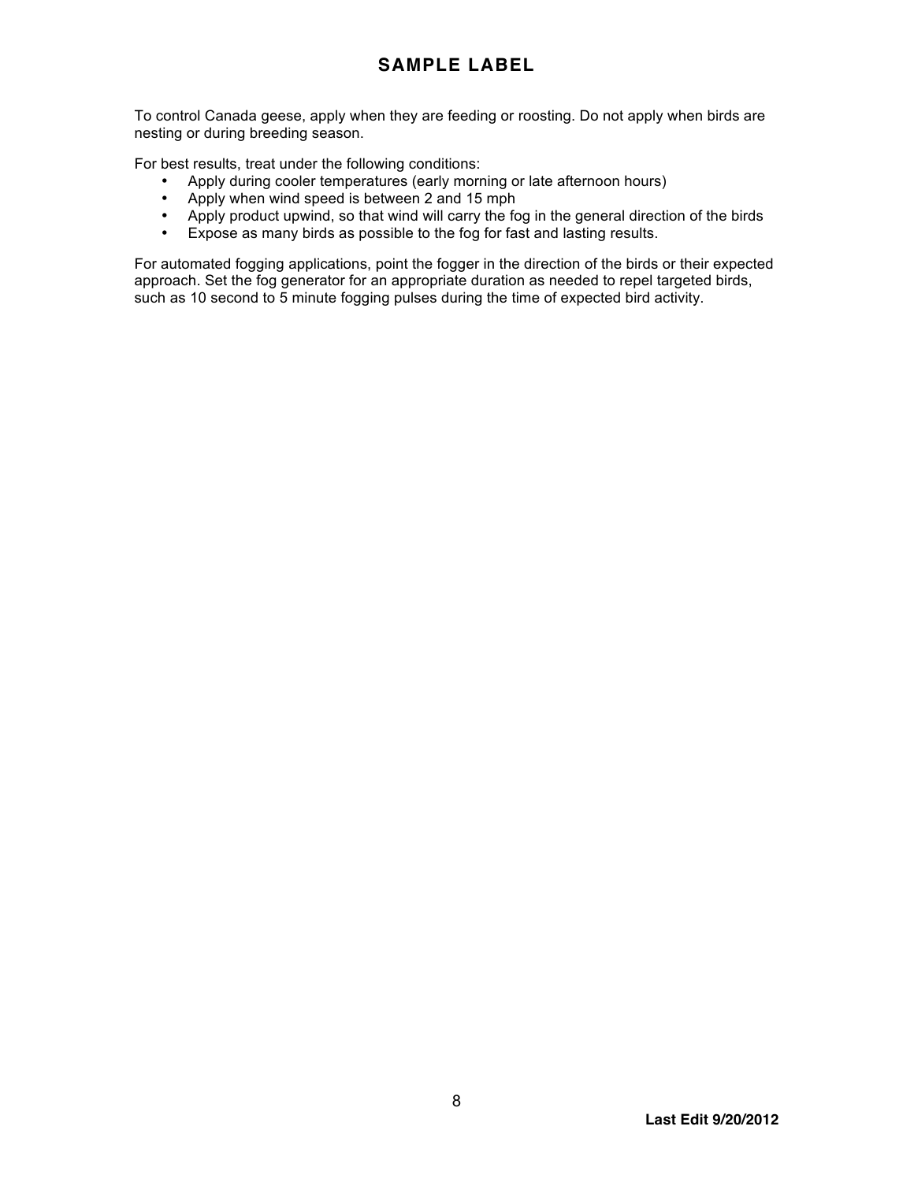## SAMPLE LABEL

To control Canada geese, apply when they are feeding or roosting. Do not apply when birds are nesting or during breeding season.

For best results, treat under the following conditions:

- Apply during cooler temperatures (early morning or late afternoon hours)
- Apply when wind speed is between 2 and 15 mph
- Apply product upwind, so that wind will carry the fog in the general direction of the birds
- Expose as many birds as possible to the fog for fast and lasting results.

For automated fogging applications, point the fogger in the direction of the birds or their expected approach. Set the fog generator for an appropriate duration as needed to repel targeted birds, such as 10 second to 5 minute fogging pulses during the time of expected bird activity.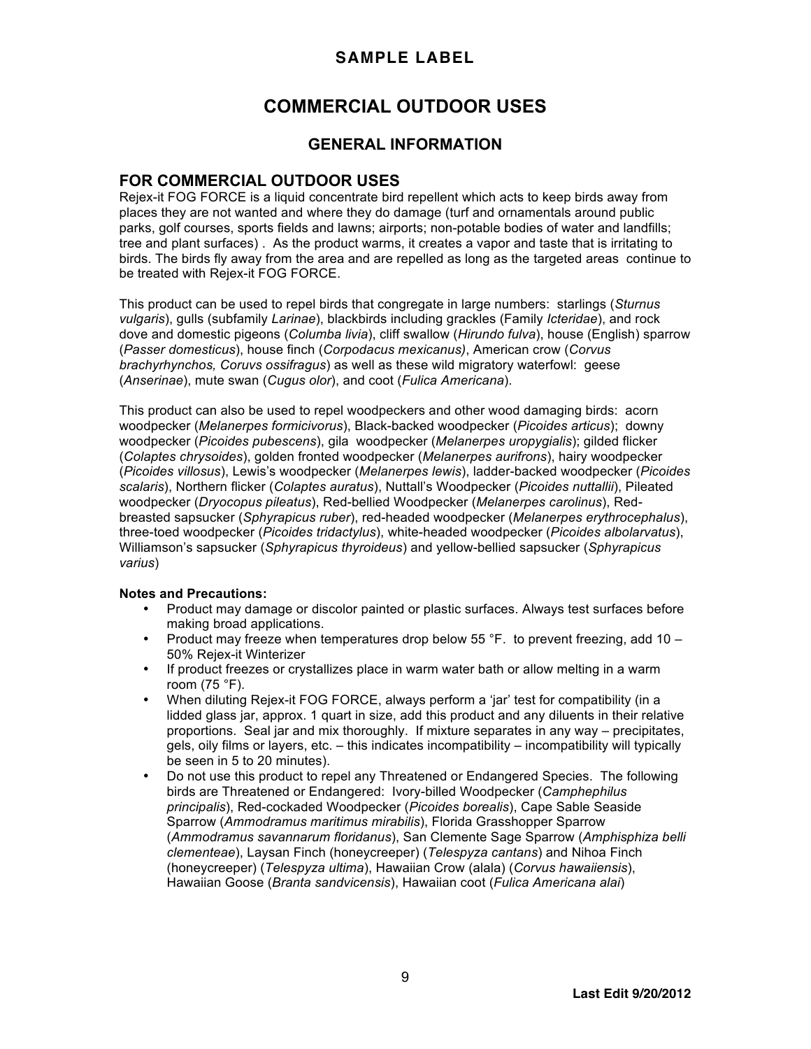**SAMPLE LABEL**

# COMMERCIAL OUTDOOR USES

## GENERAL INFORMATION

## FOR COMMERCIAL OUTDOOR USES

Rejex-it FOG FORCE is a liquid concentrate bird repellent which acts to keep birds away from places they are not wanted and where they do damage (turf and ornamentals around public parks, golf courses, sports fields and lawns; airports; non-potable bodies of water and landfills; tree and plant surfaces) . As the product warms, it creates a vapor and taste that is irritating to birds. The birds fly away from the area and are repelled as long as the targeted areas continue to be treated with Rejex-it FOG FORCE.

This product can be used to repel birds that congregate in large numbers: starlings (*Sturnus vulgaris*), gulls (subfamily *Larinae*), blackbirds including grackles (Family *Icteridae*), and rock dove and domestic pigeons (*Columba livia*), cliff swallow (*Hirundo fulva*), house (English) sparrow (*Passer domesticus*), house finch (*Corpodacus mexicanus)*, American crow (*Corvus brachyrhynchos, Coruvs ossifragus*) as well as these wild migratory waterfowl: geese (*Anserinae*), mute swan (*Cugus olor*), and coot (*Fulica Americana*).

This product can also be used to repel woodpeckers and other wood damaging birds: acorn woodpecker (*Melanerpes formicivorus*), Black-backed woodpecker (*Picoides articus*); downy woodpecker (*Picoides pubescens*), gila woodpecker (*Melanerpes uropygialis*); gilded flicker (*Colaptes chrysoides*), golden fronted woodpecker (*Melanerpes aurifrons*), hairy woodpecker (*Picoides villosus*), Lewis's woodpecker (*Melanerpes lewis*), ladder-backed woodpecker (*Picoides scalaris*), Northern flicker (*Colaptes auratus*), Nuttall's Woodpecker (*Picoides nuttallii*), Pileated woodpecker (*Dryocopus pileatus*), Red-bellied Woodpecker (*Melanerpes carolinus*), Red-breasted sapsucker (*Sphyrapicus ruber*), red-headed woodpecker (*Melanerpes erythrocephalus*), three-toed woodpecker (*Picoides tridactylus*), white-headed woodpecker (*Picoides albolarvatus*), Williamson's sapsucker (*Sphyrapicus thyroideus*) and yellow-bellied sapsucker (*Sphyrapicus varius*)

**Notes and Precautions:**

- Product may damage or discolor painted or plastic surfaces. Always test surfaces before making broad applications.
- Product may freeze when temperatures drop below 55 °F. to prevent freezing, add 10 – 50% Rejex-it Winterizer
- If product freezes or crystallizes place in warm water bath or allow melting in a warm room (75 °F).
- When diluting Rejex-it FOG FORCE, always perform a 'jar' test for compatibility (in a lidded glass jar, approx. 1 quart in size, add this product and any diluents in their relative proportions. Seal jar and mix thoroughly. If mixture separates in any way – precipitates, gels, oily films or layers, etc. – this indicates incompatibility – incompatibility will typically be seen in 5 to 20 minutes).
- Do not use this product to repel any Threatened or Endangered Species. The following birds are Threatened or Endangered: Ivory-billed Woodpecker (*Camphephilus principalis*), Red-cockaded Woodpecker (*Picoides borealis*), Cape Sable Seaside Sparrow (*Ammodramus maritimus mirabilis*), Florida Grasshopper Sparrow (*Ammodramus savannarum floridanus*), San Clemente Sage Sparrow (*Amphisphiza belli clementeae*), Laysan Finch (honeycreeper) (*Telespyza cantans*) and Nihoa Finch (honeycreeper) (*Telespyza ultima*), Hawaiian Crow (alala) (*Corvus hawaiiensis*), Hawaiian Goose (*Branta sandvicensis*), Hawaiian coot (*Fulica Americana alai*)

Last Edit 9/20/2012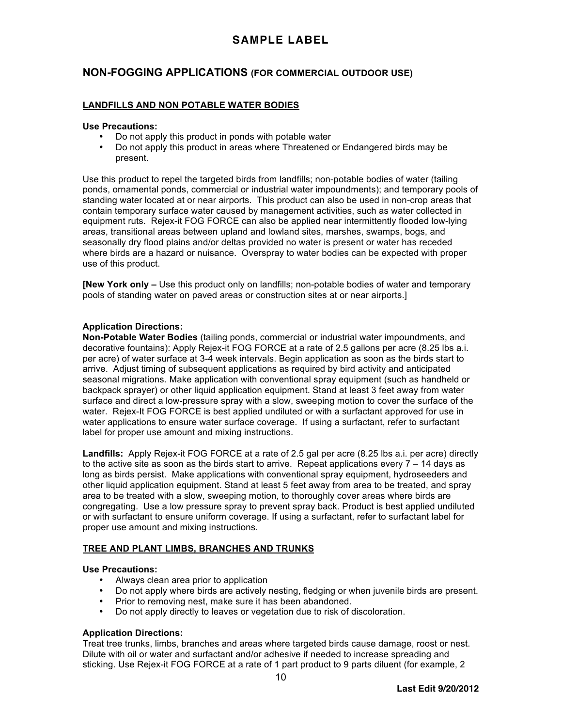# SAMPLE LABEL

## NON-FOGGING APPLICATIONS (FOR COMMERCIAL OUTDOOR USE)

### LANDFILLS AND NON POTABLE WATER BODIES

**Use Precautions:**

- Do not apply this product in ponds with potable water
- Do not apply this product in areas where Threatened or Endangered birds may be present.

Use this product to repel the targeted birds from landfills; non-potable bodies of water (tailing ponds, ornamental ponds, commercial or industrial water impoundments); and temporary pools of standing water located at or near airports. This product can also be used in non-crop areas that contain temporary surface water caused by management activities, such as water collected in equipment ruts. Rejex-it FOG FORCE can also be applied near intermittently flooded low-lying areas, transitional areas between upland and lowland sites, marshes, swamps, bogs, and seasonally dry flood plains and/or deltas provided no water is present or water has receded where birds are a hazard or nuisance. Overspray to water bodies can be expected with proper use of this product.

**[New York only –** Use this product only on landfills; non-potable bodies of water and temporary pools of standing water on paved areas or construction sites at or near airports.]

**Application Directions:**

**Non-Potable Water Bodies** (tailing ponds, commercial or industrial water impoundments, and decorative fountains): Apply Rejex-it FOG FORCE at a rate of 2.5 gallons per acre (8.25 lbs a.i. per acre) of water surface at 3-4 week intervals. Begin application as soon as the birds start to arrive. Adjust timing of subsequent applications as required by bird activity and anticipated seasonal migrations. Make application with conventional spray equipment (such as handheld or backpack sprayer) or other liquid application equipment. Stand at least 3 feet away from water surface and direct a low-pressure spray with a slow, sweeping motion to cover the surface of the water. Rejex-It FOG FORCE is best applied undiluted or with a surfactant approved for use in water applications to ensure water surface coverage. If using a surfactant, refer to surfactant label for proper use amount and mixing instructions.

**Landfills:** Apply Rejex-it FOG FORCE at a rate of 2.5 gal per acre (8.25 lbs a.i. per acre) directly to the active site as soon as the birds start to arrive. Repeat applications every 7 – 14 days as long as birds persist. Make applications with conventional spray equipment, hydroseeders and other liquid application equipment. Stand at least 5 feet away from area to be treated, and spray area to be treated with a slow, sweeping motion, to thoroughly cover areas where birds are congregating. Use a low pressure spray to prevent spray back. Product is best applied undiluted or with surfactant to ensure uniform coverage. If using a surfactant, refer to surfactant label for proper use amount and mixing instructions.

### TREE AND PLANT LIMBS, BRANCHES AND TRUNKS

**Use Precautions:**

- Always clean area prior to application
- Do not apply where birds are actively nesting, fledging or when juvenile birds are present.
- Prior to removing nest, make sure it has been abandoned.
- Do not apply directly to leaves or vegetation due to risk of discoloration.

**Application Directions:**

Treat tree trunks, limbs, branches and areas where targeted birds cause damage, roost or nest. Dilute with oil or water and surfactant and/or adhesive if needed to increase spreading and sticking. Use Rejex-it FOG FORCE at a rate of 1 part product to 9 parts diluent (for example, 2

Last Edit 9/20/2012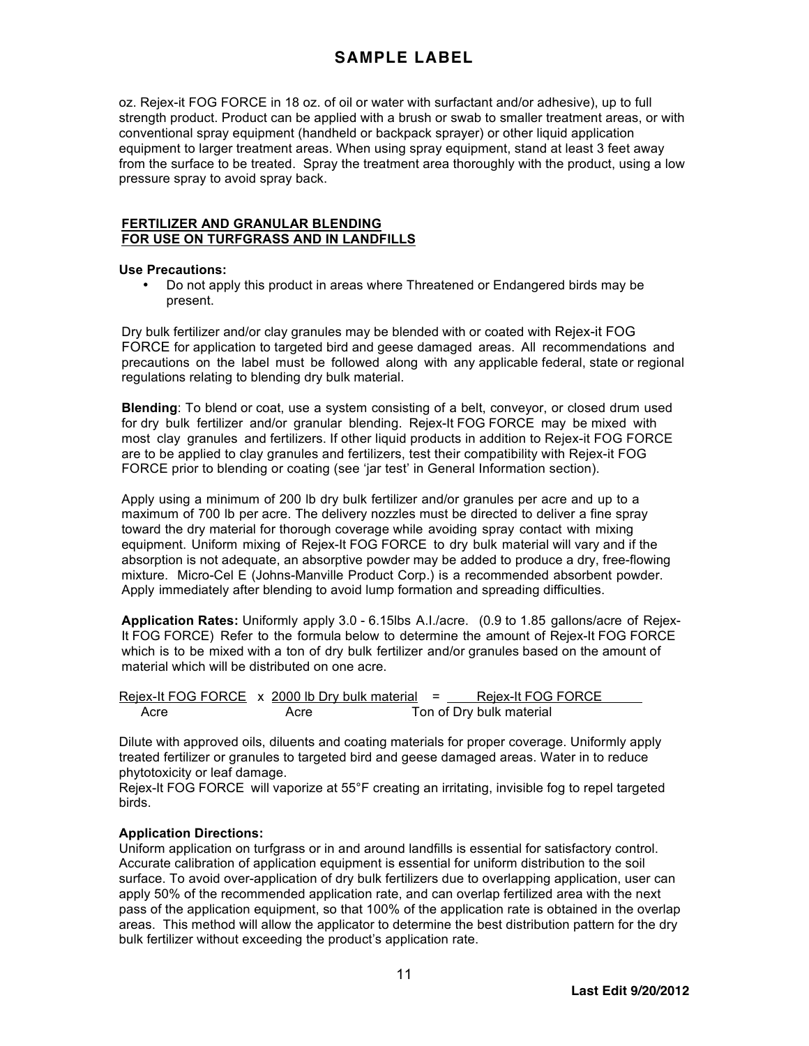oz. Rejex-it FOG FORCE in 18 oz. of oil or water with surfactant and/or adhesive), up to full strength product. Product can be applied with a brush or swab to smaller treatment areas, or with conventional spray equipment (handheld or backpack sprayer) or other liquid application equipment to larger treatment areas. When using spray equipment, stand at least 3 feet away from the surface to be treated. Spray the treatment area thoroughly with the product, using a low pressure spray to avoid spray back.

**FERTILIZER AND GRANULAR BLENDING**
**FOR USE ON TURFGRASS AND IN LANDFILLS**

**Use Precautions:**

- Do not apply this product in areas where Threatened or Endangered birds may be present.

Dry bulk fertilizer and/or clay granules may be blended with or coated with Rejex-it FOG FORCE for application to targeted bird and geese damaged areas. All recommendations and precautions on the label must be followed along with any applicable federal, state or regional regulations relating to blending dry bulk material.

**Blending**: To blend or coat, use a system consisting of a belt, conveyor, or closed drum used for dry bulk fertilizer and/or granular blending. Rejex-It FOG FORCE may be mixed with most clay granules and fertilizers. If other liquid products in addition to Rejex-it FOG FORCE are to be applied to clay granules and fertilizers, test their compatibility with Rejex-it FOG FORCE prior to blending or coating (see 'jar test' in General Information section).

Apply using a minimum of 200 lb dry bulk fertilizer and/or granules per acre and up to a maximum of 700 lb per acre. The delivery nozzles must be directed to deliver a fine spray toward the dry material for thorough coverage while avoiding spray contact with mixing equipment. Uniform mixing of Rejex-It FOG FORCE to dry bulk material will vary and if the absorption is not adequate, an absorptive powder may be added to produce a dry, free-flowing mixture. Micro-Cel E (Johns-Manville Product Corp.) is a recommended absorbent powder. Apply immediately after blending to avoid lump formation and spreading difficulties.

**Application Rates:** Uniformly apply 3.0 - 6.15lbs A.I./acre. (0.9 to 1.85 gallons/acre of Rejex-It FOG FORCE) Refer to the formula below to determine the amount of Rejex-It FOG FORCE which is to be mixed with a ton of dry bulk fertilizer and/or granules based on the amount of material which will be distributed on one acre.

$$\frac{\text{Rejex-It FOG FORCE}}{\text{Acre}} \times \frac{\text{2000 lb Dry bulk material}}{\text{Acre}} = \frac{\text{Rejex-It FOG FORCE}}{\text{Ton of Dry bulk material}}$$

Dilute with approved oils, diluents and coating materials for proper coverage. Uniformly apply treated fertilizer or granules to targeted bird and geese damaged areas. Water in to reduce phytotoxicity or leaf damage.
Rejex-It FOG FORCE will vaporize at 55°F creating an irritating, invisible fog to repel targeted birds.

**Application Directions:**
Uniform application on turfgrass or in and around landfills is essential for satisfactory control. Accurate calibration of application equipment is essential for uniform distribution to the soil surface. To avoid over-application of dry bulk fertilizers due to overlapping application, user can apply 50% of the recommended application rate, and can overlap fertilized area with the next pass of the application equipment, so that 100% of the application rate is obtained in the overlap areas. This method will allow the applicator to determine the best distribution pattern for the dry bulk fertilizer without exceeding the product's application rate.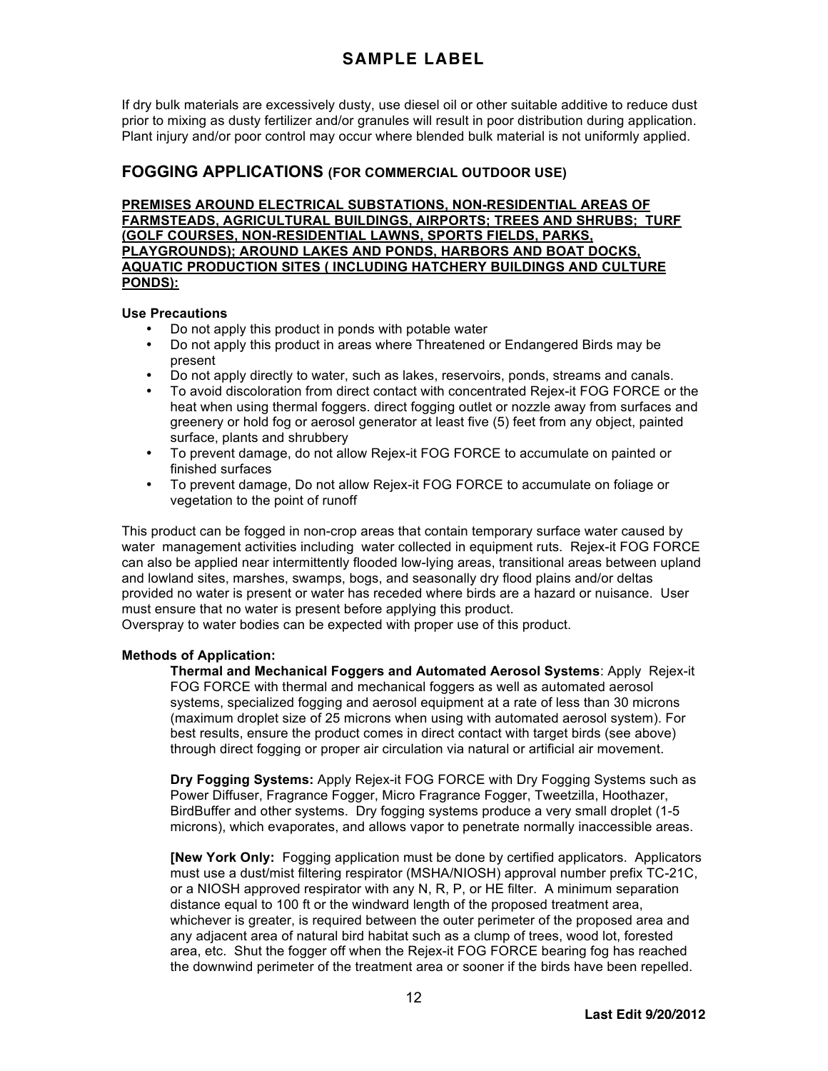If dry bulk materials are excessively dusty, use diesel oil or other suitable additive to reduce dust prior to mixing as dusty fertilizer and/or granules will result in poor distribution during application. Plant injury and/or poor control may occur where blended bulk material is not uniformly applied.

## FOGGING APPLICATIONS (FOR COMMERCIAL OUTDOOR USE)

**PREMISES AROUND ELECTRICAL SUBSTATIONS, NON-RESIDENTIAL AREAS OF FARMSTEADS, AGRICULTURAL BUILDINGS, AIRPORTS; TREES AND SHRUBS; TURF (GOLF COURSES, NON-RESIDENTIAL LAWNS, SPORTS FIELDS, PARKS, PLAYGROUNDS); AROUND LAKES AND PONDS, HARBORS AND BOAT DOCKS, AQUATIC PRODUCTION SITES ( INCLUDING HATCHERY BUILDINGS AND CULTURE PONDS):**

**Use Precautions**

- Do not apply this product in ponds with potable water
- Do not apply this product in areas where Threatened or Endangered Birds may be present
- Do not apply directly to water, such as lakes, reservoirs, ponds, streams and canals.
- To avoid discoloration from direct contact with concentrated Rejex-it FOG FORCE or the heat when using thermal foggers. direct fogging outlet or nozzle away from surfaces and greenery or hold fog or aerosol generator at least five (5) feet from any object, painted surface, plants and shrubbery
- To prevent damage, do not allow Rejex-it FOG FORCE to accumulate on painted or finished surfaces
- To prevent damage, Do not allow Rejex-it FOG FORCE to accumulate on foliage or vegetation to the point of runoff

This product can be fogged in non-crop areas that contain temporary surface water caused by water management activities including water collected in equipment ruts. Rejex-it FOG FORCE can also be applied near intermittently flooded low-lying areas, transitional areas between upland and lowland sites, marshes, swamps, bogs, and seasonally dry flood plains and/or deltas provided no water is present or water has receded where birds are a hazard or nuisance. User must ensure that no water is present before applying this product.
Overspray to water bodies can be expected with proper use of this product.

**Methods of Application:**

**Thermal and Mechanical Foggers and Automated Aerosol Systems**: Apply Rejex-it FOG FORCE with thermal and mechanical foggers as well as automated aerosol systems, specialized fogging and aerosol equipment at a rate of less than 30 microns (maximum droplet size of 25 microns when using with automated aerosol system). For best results, ensure the product comes in direct contact with target birds (see above) through direct fogging or proper air circulation via natural or artificial air movement.

**Dry Fogging Systems:** Apply Rejex-it FOG FORCE with Dry Fogging Systems such as Power Diffuser, Fragrance Fogger, Micro Fragrance Fogger, Tweetzilla, Hoothazer, BirdBuffer and other systems. Dry fogging systems produce a very small droplet (1-5 microns), which evaporates, and allows vapor to penetrate normally inaccessible areas.

**[New York Only:** Fogging application must be done by certified applicators. Applicators must use a dust/mist filtering respirator (MSHA/NIOSH) approval number prefix TC-21C, or a NIOSH approved respirator with any N, R, P, or HE filter. A minimum separation distance equal to 100 ft or the windward length of the proposed treatment area, whichever is greater, is required between the outer perimeter of the proposed area and any adjacent area of natural bird habitat such as a clump of trees, wood lot, forested area, etc. Shut the fogger off when the Rejex-it FOG FORCE bearing fog has reached the downwind perimeter of the treatment area or sooner if the birds have been repelled.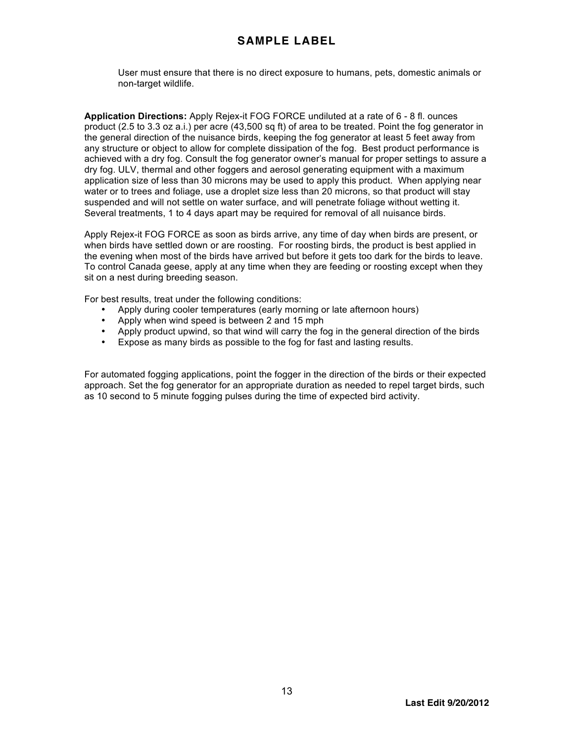User must ensure that there is no direct exposure to humans, pets, domestic animals or non-target wildlife.

**Application Directions:** Apply Rejex-it FOG FORCE undiluted at a rate of 6 - 8 fl. ounces product (2.5 to 3.3 oz a.i.) per acre (43,500 sq ft) of area to be treated. Point the fog generator in the general direction of the nuisance birds, keeping the fog generator at least 5 feet away from any structure or object to allow for complete dissipation of the fog. Best product performance is achieved with a dry fog. Consult the fog generator owner's manual for proper settings to assure a dry fog. ULV, thermal and other foggers and aerosol generating equipment with a maximum application size of less than 30 microns may be used to apply this product. When applying near water or to trees and foliage, use a droplet size less than 20 microns, so that product will stay suspended and will not settle on water surface, and will penetrate foliage without wetting it. Several treatments, 1 to 4 days apart may be required for removal of all nuisance birds.

Apply Rejex-it FOG FORCE as soon as birds arrive, any time of day when birds are present, or when birds have settled down or are roosting. For roosting birds, the product is best applied in the evening when most of the birds have arrived but before it gets too dark for the birds to leave. To control Canada geese, apply at any time when they are feeding or roosting except when they sit on a nest during breeding season.

For best results, treat under the following conditions:

- Apply during cooler temperatures (early morning or late afternoon hours)
- Apply when wind speed is between 2 and 15 mph
- Apply product upwind, so that wind will carry the fog in the general direction of the birds
- Expose as many birds as possible to the fog for fast and lasting results.

For automated fogging applications, point the fogger in the direction of the birds or their expected approach. Set the fog generator for an appropriate duration as needed to repel target birds, such as 10 second to 5 minute fogging pulses during the time of expected bird activity.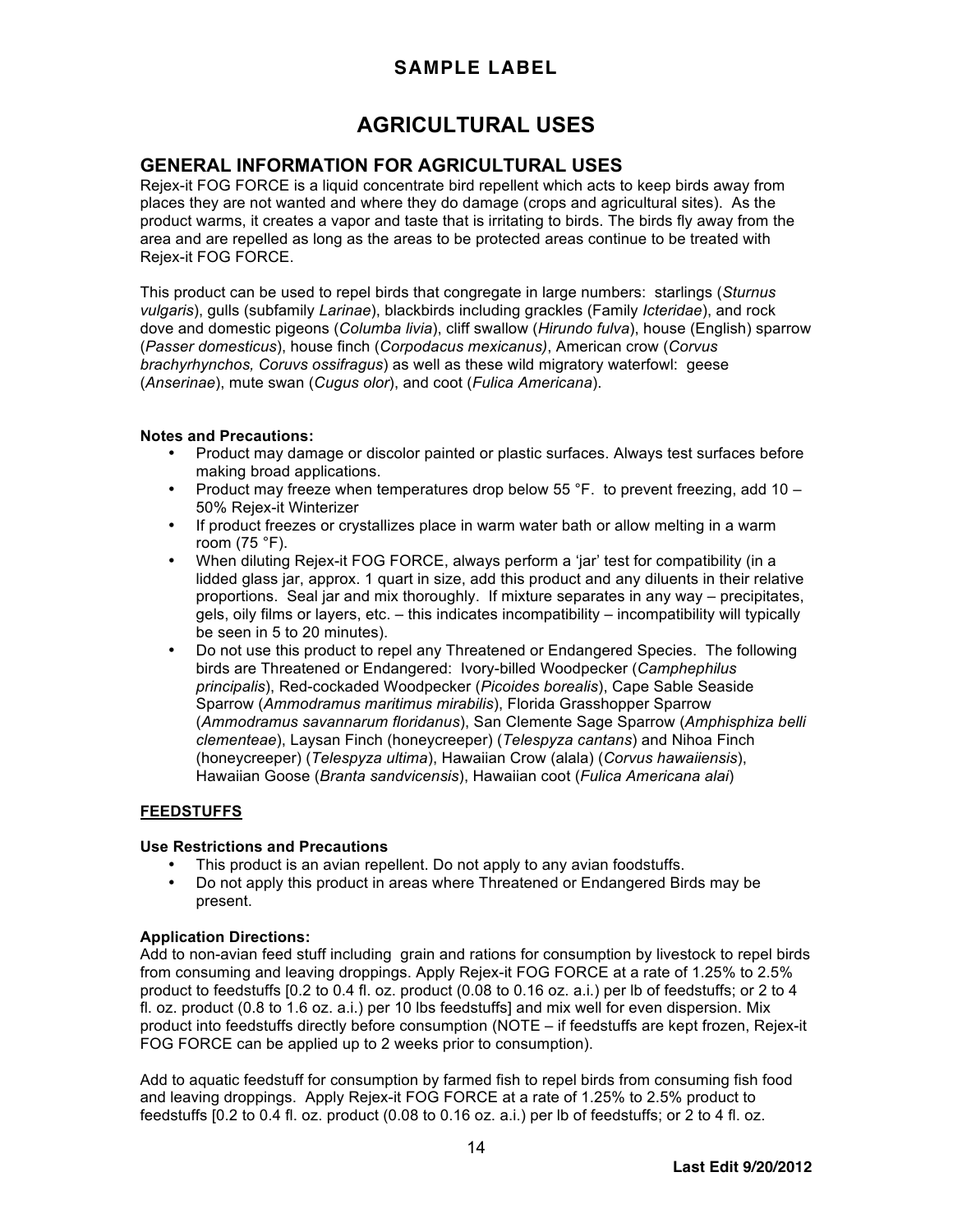**SAMPLE LABEL**

# AGRICULTURAL USES

## GENERAL INFORMATION FOR AGRICULTURAL USES

Rejex-it FOG FORCE is a liquid concentrate bird repellent which acts to keep birds away from places they are not wanted and where they do damage (crops and agricultural sites). As the product warms, it creates a vapor and taste that is irritating to birds. The birds fly away from the area and are repelled as long as the areas to be protected areas continue to be treated with Rejex-it FOG FORCE.

This product can be used to repel birds that congregate in large numbers: starlings (*Sturnus vulgaris*), gulls (subfamily *Larinae*), blackbirds including grackles (Family *Icteridae*), and rock dove and domestic pigeons (*Columba livia*), cliff swallow (*Hirundo fulva*), house (English) sparrow (*Passer domesticus*), house finch (*Corpodacus mexicanus)*, American crow (*Corvus brachyrhynchos, Coruvs ossifragus*) as well as these wild migratory waterfowl: geese (*Anserinae*), mute swan (*Cugus olor*), and coot (*Fulica Americana*).

**Notes and Precautions:**

- Product may damage or discolor painted or plastic surfaces. Always test surfaces before making broad applications.
- Product may freeze when temperatures drop below 55 °F. to prevent freezing, add 10 – 50% Rejex-it Winterizer
- If product freezes or crystallizes place in warm water bath or allow melting in a warm room (75 °F).
- When diluting Rejex-it FOG FORCE, always perform a 'jar' test for compatibility (in a lidded glass jar, approx. 1 quart in size, add this product and any diluents in their relative proportions. Seal jar and mix thoroughly. If mixture separates in any way – precipitates, gels, oily films or layers, etc. – this indicates incompatibility – incompatibility will typically be seen in 5 to 20 minutes).
- Do not use this product to repel any Threatened or Endangered Species. The following birds are Threatened or Endangered: Ivory-billed Woodpecker (*Camphephilus principalis*), Red-cockaded Woodpecker (*Picoides borealis*), Cape Sable Seaside Sparrow (*Ammodramus maritimus mirabilis*), Florida Grasshopper Sparrow (*Ammodramus savannarum floridanus*), San Clemente Sage Sparrow (*Amphisphiza belli clementeae*), Laysan Finch (honeycreeper) (*Telespyza cantans*) and Nihoa Finch (honeycreeper) (*Telespyza ultima*), Hawaiian Crow (alala) (*Corvus hawaiiensis*), Hawaiian Goose (*Branta sandvicensis*), Hawaiian coot (*Fulica Americana alai*)

### FEEDSTUFFS

**Use Restrictions and Precautions**

- This product is an avian repellent. Do not apply to any avian foodstuffs.
- Do not apply this product in areas where Threatened or Endangered Birds may be present.

**Application Directions:**

Add to non-avian feed stuff including grain and rations for consumption by livestock to repel birds from consuming and leaving droppings. Apply Rejex-it FOG FORCE at a rate of 1.25% to 2.5% product to feedstuffs [0.2 to 0.4 fl. oz. product (0.08 to 0.16 oz. a.i.) per lb of feedstuffs; or 2 to 4 fl. oz. product (0.8 to 1.6 oz. a.i.) per 10 lbs feedstuffs] and mix well for even dispersion. Mix product into feedstuffs directly before consumption (NOTE – if feedstuffs are kept frozen, Rejex-it FOG FORCE can be applied up to 2 weeks prior to consumption).

Add to aquatic feedstuff for consumption by farmed fish to repel birds from consuming fish food and leaving droppings. Apply Rejex-it FOG FORCE at a rate of 1.25% to 2.5% product to feedstuffs [0.2 to 0.4 fl. oz. product (0.08 to 0.16 oz. a.i.) per lb of feedstuffs; or 2 to 4 fl. oz.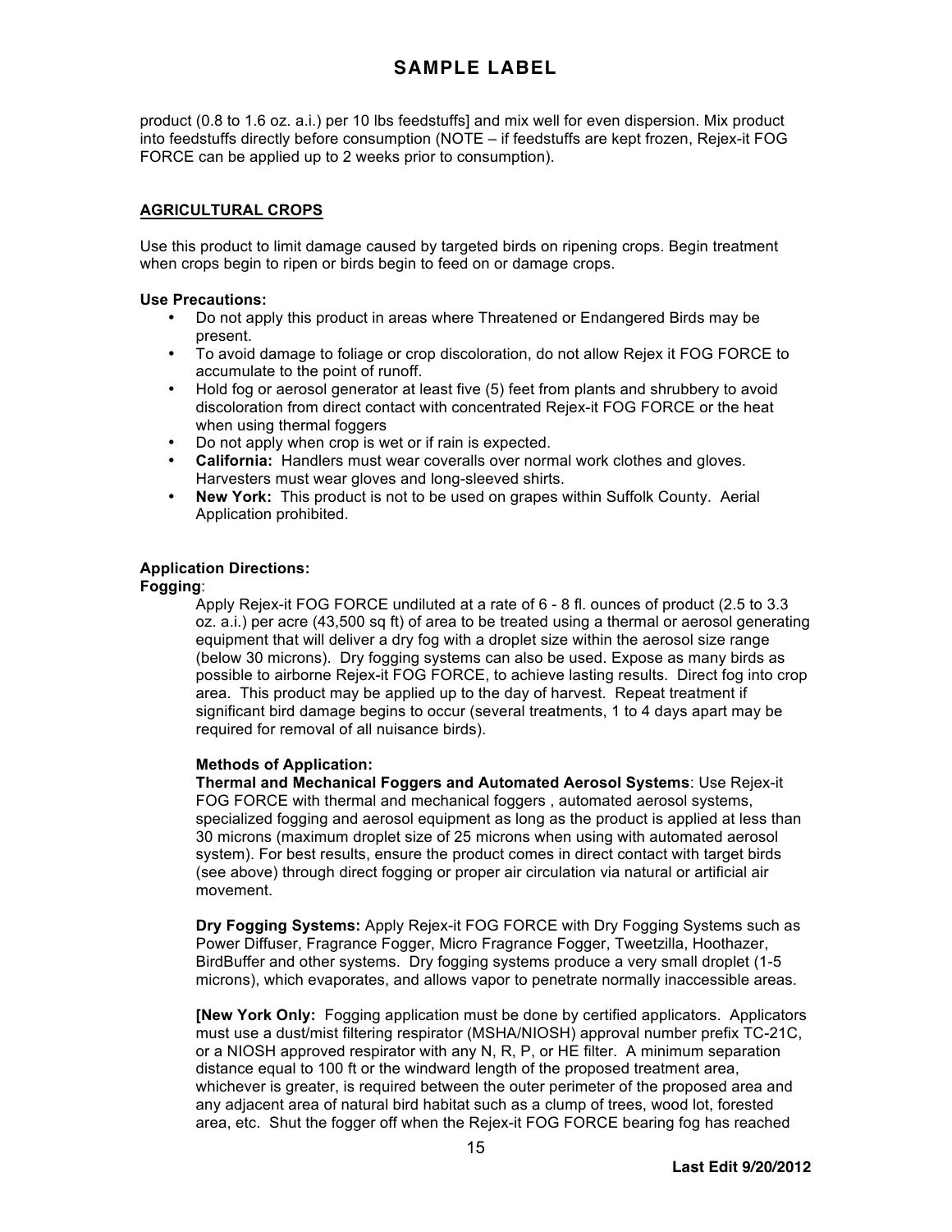product (0.8 to 1.6 oz. a.i.) per 10 lbs feedstuffs] and mix well for even dispersion. Mix product into feedstuffs directly before consumption (NOTE – if feedstuffs are kept frozen, Rejex-it FOG FORCE can be applied up to 2 weeks prior to consumption).

## AGRICULTURAL CROPS

Use this product to limit damage caused by targeted birds on ripening crops. Begin treatment when crops begin to ripen or birds begin to feed on or damage crops.

**Use Precautions:**

- Do not apply this product in areas where Threatened or Endangered Birds may be present.
- To avoid damage to foliage or crop discoloration, do not allow Rejex it FOG FORCE to accumulate to the point of runoff.
- Hold fog or aerosol generator at least five (5) feet from plants and shrubbery to avoid discoloration from direct contact with concentrated Rejex-it FOG FORCE or the heat when using thermal foggers
- Do not apply when crop is wet or if rain is expected.
- **California:** Handlers must wear coveralls over normal work clothes and gloves. Harvesters must wear gloves and long-sleeved shirts.
- **New York:** This product is not to be used on grapes within Suffolk County. Aerial Application prohibited.

**Application Directions:**

**Fogging**:

Apply Rejex-it FOG FORCE undiluted at a rate of 6 - 8 fl. ounces of product (2.5 to 3.3 oz. a.i.) per acre (43,500 sq ft) of area to be treated using a thermal or aerosol generating equipment that will deliver a dry fog with a droplet size within the aerosol size range (below 30 microns). Dry fogging systems can also be used. Expose as many birds as possible to airborne Rejex-it FOG FORCE, to achieve lasting results. Direct fog into crop area. This product may be applied up to the day of harvest. Repeat treatment if significant bird damage begins to occur (several treatments, 1 to 4 days apart may be required for removal of all nuisance birds).

**Methods of Application:**

**Thermal and Mechanical Foggers and Automated Aerosol Systems**: Use Rejex-it FOG FORCE with thermal and mechanical foggers , automated aerosol systems, specialized fogging and aerosol equipment as long as the product is applied at less than 30 microns (maximum droplet size of 25 microns when using with automated aerosol system). For best results, ensure the product comes in direct contact with target birds (see above) through direct fogging or proper air circulation via natural or artificial air movement.

**Dry Fogging Systems:** Apply Rejex-it FOG FORCE with Dry Fogging Systems such as Power Diffuser, Fragrance Fogger, Micro Fragrance Fogger, Tweetzilla, Hoothazer, BirdBuffer and other systems. Dry fogging systems produce a very small droplet (1-5 microns), which evaporates, and allows vapor to penetrate normally inaccessible areas.

**[New York Only:** Fogging application must be done by certified applicators. Applicators must use a dust/mist filtering respirator (MSHA/NIOSH) approval number prefix TC-21C, or a NIOSH approved respirator with any N, R, P, or HE filter. A minimum separation distance equal to 100 ft or the windward length of the proposed treatment area, whichever is greater, is required between the outer perimeter of the proposed area and any adjacent area of natural bird habitat such as a clump of trees, wood lot, forested area, etc. Shut the fogger off when the Rejex-it FOG FORCE bearing fog has reached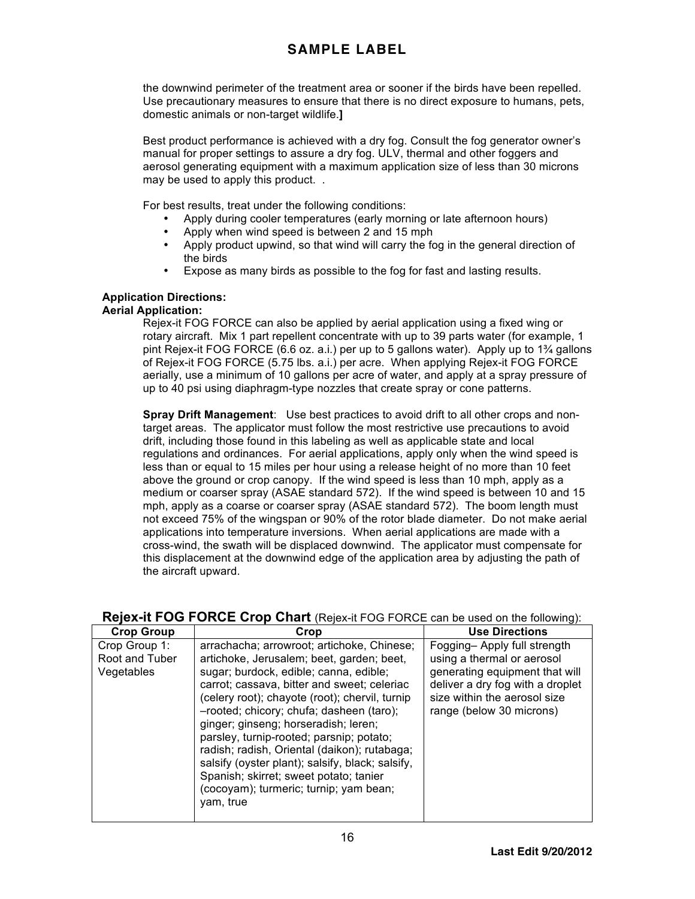the downwind perimeter of the treatment area or sooner if the birds have been repelled. Use precautionary measures to ensure that there is no direct exposure to humans, pets, domestic animals or non-target wildlife.**]**

Best product performance is achieved with a dry fog. Consult the fog generator owner's manual for proper settings to assure a dry fog. ULV, thermal and other foggers and aerosol generating equipment with a maximum application size of less than 30 microns may be used to apply this product. .

For best results, treat under the following conditions:

- Apply during cooler temperatures (early morning or late afternoon hours)
- Apply when wind speed is between 2 and 15 mph
- Apply product upwind, so that wind will carry the fog in the general direction of the birds
- Expose as many birds as possible to the fog for fast and lasting results.

**Application Directions:**

**Aerial Application:**

Rejex-it FOG FORCE can also be applied by aerial application using a fixed wing or rotary aircraft. Mix 1 part repellent concentrate with up to 39 parts water (for example, 1 pint Rejex-it FOG FORCE (6.6 oz. a.i.) per up to 5 gallons water). Apply up to 1¾ gallons of Rejex-it FOG FORCE (5.75 lbs. a.i.) per acre. When applying Rejex-it FOG FORCE aerially, use a minimum of 10 gallons per acre of water, and apply at a spray pressure of up to 40 psi using diaphragm-type nozzles that create spray or cone patterns.

**Spray Drift Management**: Use best practices to avoid drift to all other crops and non-target areas. The applicator must follow the most restrictive use precautions to avoid drift, including those found in this labeling as well as applicable state and local regulations and ordinances. For aerial applications, apply only when the wind speed is less than or equal to 15 miles per hour using a release height of no more than 10 feet above the ground or crop canopy. If the wind speed is less than 10 mph, apply as a medium or coarser spray (ASAE standard 572). If the wind speed is between 10 and 15 mph, apply as a coarse or coarser spray (ASAE standard 572). The boom length must not exceed 75% of the wingspan or 90% of the rotor blade diameter. Do not make aerial applications into temperature inversions. When aerial applications are made with a cross-wind, the swath will be displaced downwind. The applicator must compensate for this displacement at the downwind edge of the application area by adjusting the path of the aircraft upward.

## Rejex-it FOG FORCE Crop Chart (Rejex-it FOG FORCE can be used on the following):

| Crop Group | Crop | Use Directions |
|---|---|---|
| Crop Group 1: Root and Tuber Vegetables | arrachacha; arrowroot; artichoke, Chinese; artichoke, Jerusalem; beet, garden; beet, sugar; burdock, edible; canna, edible; carrot; cassava, bitter and sweet; celeriac (celery root); chayote (root); chervil, turnip –rooted; chicory; chufa; dasheen (taro); ginger; ginseng; horseradish; leren; parsley, turnip-rooted; parsnip; potato; radish; radish, Oriental (daikon); rutabaga; salsify (oyster plant); salsify, black; salsify, Spanish; skirret; sweet potato; tanier (cocoyam); turmeric; turnip; yam bean; yam, true | Fogging– Apply full strength using a thermal or aerosol generating equipment that will deliver a dry fog with a droplet size within the aerosol size range (below 30 microns) |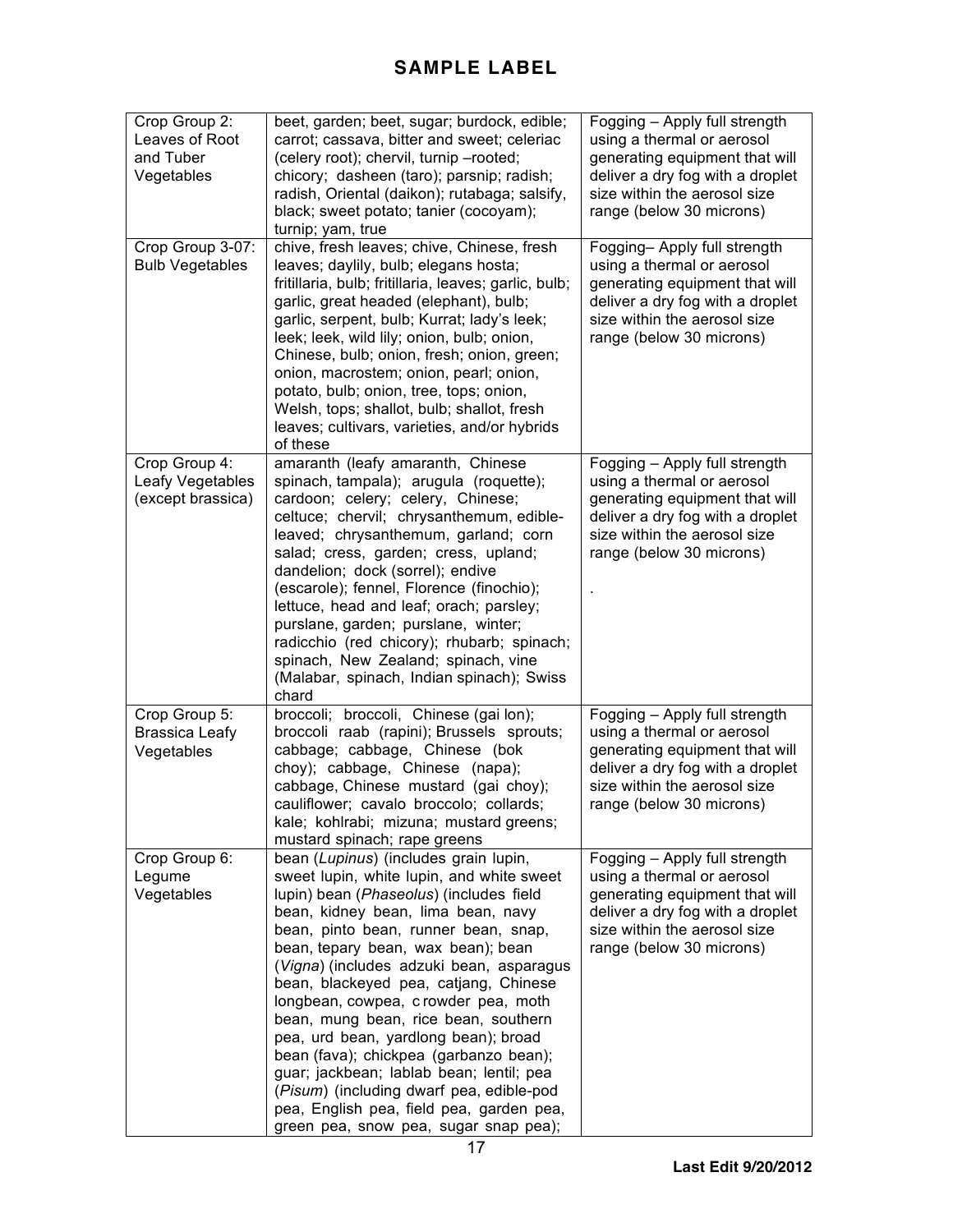# SAMPLE LABEL

| | | |
|---|---|---|
| Crop Group 2: Leaves of Root and Tuber Vegetables | beet, garden; beet, sugar; burdock, edible; carrot; cassava, bitter and sweet; celeriac (celery root); chervil, turnip –rooted; chicory; dasheen (taro); parsnip; radish; radish, Oriental (daikon); rutabaga; salsify, black; sweet potato; tanier (cocoyam); turnip; yam, true | Fogging – Apply full strength using a thermal or aerosol generating equipment that will deliver a dry fog with a droplet size within the aerosol size range (below 30 microns) |
| Crop Group 3-07: Bulb Vegetables | chive, fresh leaves; chive, Chinese, fresh leaves; daylily, bulb; elegans hosta; fritillaria, bulb; fritillaria, leaves; garlic, bulb; garlic, great headed (elephant), bulb; garlic, serpent, bulb; Kurrat; lady's leek; leek; leek, wild lily; onion, bulb; onion, Chinese, bulb; onion, fresh; onion, green; onion, macrostem; onion, pearl; onion, potato, bulb; onion, tree, tops; onion, Welsh, tops; shallot, bulb; shallot, fresh leaves; cultivars, varieties, and/or hybrids of these | Fogging– Apply full strength using a thermal or aerosol generating equipment that will deliver a dry fog with a droplet size within the aerosol size range (below 30 microns) |
| Crop Group 4: Leafy Vegetables (except brassica) | amaranth (leafy amaranth, Chinese spinach, tampala); arugula (roquette); cardoon; celery; celery, Chinese; celtuce; chervil; chrysanthemum, edible-leaved; chrysanthemum, garland; corn salad; cress, garden; cress, upland; dandelion; dock (sorrel); endive (escarole); fennel, Florence (finochio); lettuce, head and leaf; orach; parsley; purslane, garden; purslane, winter; radicchio (red chicory); rhubarb; spinach; spinach, New Zealand; spinach, vine (Malabar, spinach, Indian spinach); Swiss chard | Fogging – Apply full strength using a thermal or aerosol generating equipment that will deliver a dry fog with a droplet size within the aerosol size range (below 30 microns) . |
| Crop Group 5: Brassica Leafy Vegetables | broccoli; broccoli, Chinese (gai lon); broccoli raab (rapini); Brussels sprouts; cabbage; cabbage, Chinese (bok choy); cabbage, Chinese (napa); cabbage, Chinese mustard (gai choy); cauliflower; cavalo broccolo; collards; kale; kohlrabi; mizuna; mustard greens; mustard spinach; rape greens | Fogging – Apply full strength using a thermal or aerosol generating equipment that will deliver a dry fog with a droplet size within the aerosol size range (below 30 microns) |
| Crop Group 6: Legume Vegetables | bean (*Lupinus*) (includes grain lupin, sweet lupin, white lupin, and white sweet lupin) bean (*Phaseolus*) (includes field bean, kidney bean, lima bean, navy bean, pinto bean, runner bean, snap, bean, tepary bean, wax bean); bean (*Vigna*) (includes adzuki bean, asparagus bean, blackeyed pea, catjang, Chinese longbean, cowpea, c rowder pea, moth bean, mung bean, rice bean, southern pea, urd bean, yardlong bean); broad bean (fava); chickpea (garbanzo bean); guar; jackbean; lablab bean; lentil; pea (*Pisum*) (including dwarf pea, edible-pod pea, English pea, field pea, garden pea, green pea, snow pea, sugar snap pea); | Fogging – Apply full strength using a thermal or aerosol generating equipment that will deliver a dry fog with a droplet size within the aerosol size range (below 30 microns) |

Last Edit 9/20/2012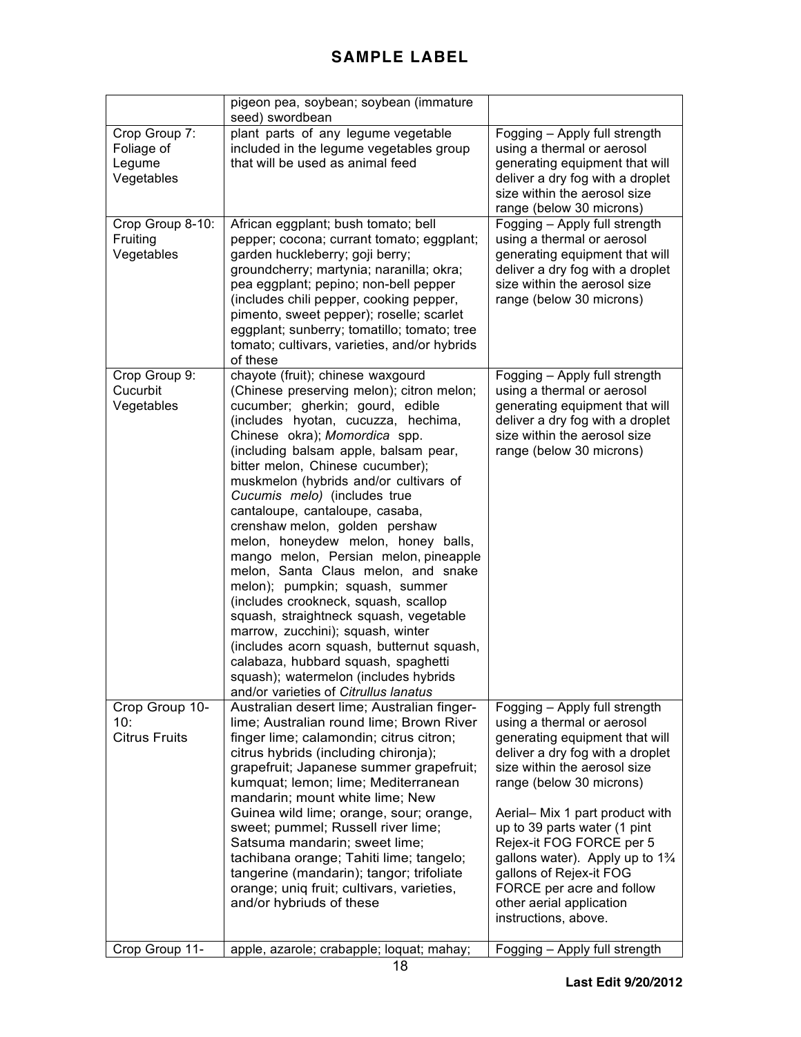# SAMPLE LABEL

| | | |
|---|---|---|
| | pigeon pea, soybean; soybean (immature seed) swordbean | |
| Crop Group 7: Foliage of Legume Vegetables | plant parts of any legume vegetable included in the legume vegetables group that will be used as animal feed | Fogging – Apply full strength using a thermal or aerosol generating equipment that will deliver a dry fog with a droplet size within the aerosol size range (below 30 microns) |
| Crop Group 8-10: Fruiting Vegetables | African eggplant; bush tomato; bell pepper; cocona; currant tomato; eggplant; garden huckleberry; goji berry; groundcherry; martynia; naranilla; okra; pea eggplant; pepino; non-bell pepper (includes chili pepper, cooking pepper, pimento, sweet pepper); roselle; scarlet eggplant; sunberry; tomatillo; tomato; tree tomato; cultivars, varieties, and/or hybrids of these | Fogging – Apply full strength using a thermal or aerosol generating equipment that will deliver a dry fog with a droplet size within the aerosol size range (below 30 microns) |
| Crop Group 9: Cucurbit Vegetables | chayote (fruit); chinese waxgourd (Chinese preserving melon); citron melon; cucumber; gherkin; gourd, edible (includes hyotan, cucuzza, hechima, Chinese okra); *Momordica* spp. (including balsam apple, balsam pear, bitter melon, Chinese cucumber); muskmelon (hybrids and/or cultivars of *Cucumis melo)* (includes true cantaloupe, cantaloupe, casaba, crenshaw melon, golden pershaw melon, honeydew melon, honey balls, mango melon, Persian melon, pineapple melon, Santa Claus melon, and snake melon); pumpkin; squash, summer (includes crookneck, squash, scallop squash, straightneck squash, vegetable marrow, zucchini); squash, winter (includes acorn squash, butternut squash, calabaza, hubbard squash, spaghetti squash); watermelon (includes hybrids and/or varieties of *Citrullus lanatus* | Fogging – Apply full strength using a thermal or aerosol generating equipment that will deliver a dry fog with a droplet size within the aerosol size range (below 30 microns) |
| Crop Group 10-10: Citrus Fruits | Australian desert lime; Australian finger-lime; Australian round lime; Brown River finger lime; calamondin; citrus citron; citrus hybrids (including chironja); grapefruit; Japanese summer grapefruit; kumquat; lemon; lime; Mediterranean mandarin; mount white lime; New Guinea wild lime; orange, sour; orange, sweet; pummel; Russell river lime; Satsuma mandarin; sweet lime; tachibana orange; Tahiti lime; tangelo; tangerine (mandarin); tangor; trifoliate orange; uniq fruit; cultivars, varieties, and/or hybriuds of these | Fogging – Apply full strength using a thermal or aerosol generating equipment that will deliver a dry fog with a droplet size within the aerosol size range (below 30 microns)<br><br>Aerial– Mix 1 part product with up to 39 parts water (1 pint Rejex-it FOG FORCE per 5 gallons water). Apply up to 1¾ gallons of Rejex-it FOG FORCE per acre and follow other aerial application instructions, above. |
| Crop Group 11- | apple, azarole; crabapple; loquat; mahay; | Fogging – Apply full strength |

Last Edit 9/20/2012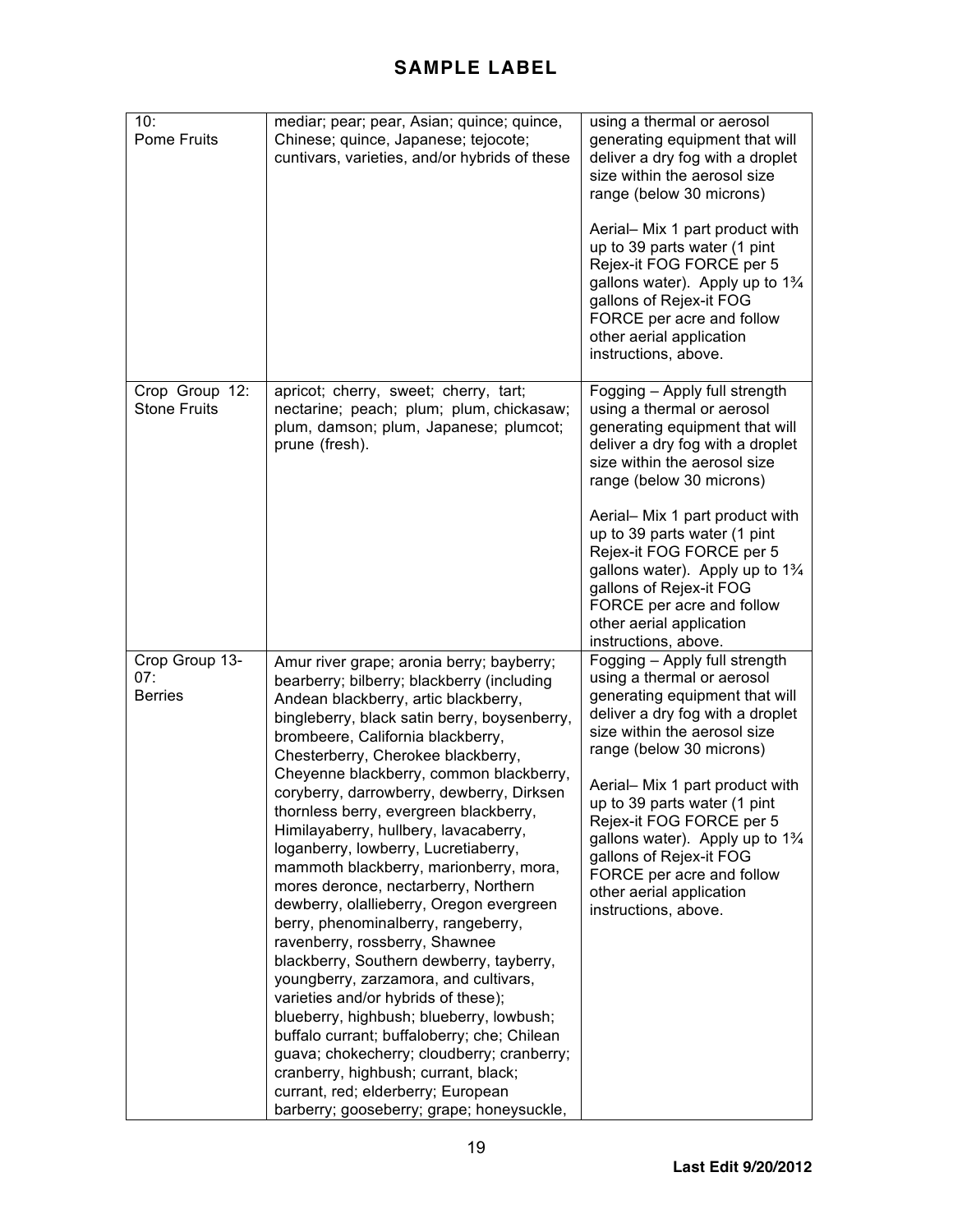## SAMPLE LABEL

| | | |
|---|---|---|
| 10: Pome Fruits | mediar; pear; pear, Asian; quince; quince, Chinese; quince, Japanese; tejocote; cuntivars, varieties, and/or hybrids of these | using a thermal or aerosol generating equipment that will deliver a dry fog with a droplet size within the aerosol size range (below 30 microns)<br><br>Aerial– Mix 1 part product with up to 39 parts water (1 pint Rejex-it FOG FORCE per 5 gallons water). Apply up to 1¾ gallons of Rejex-it FOG FORCE per acre and follow other aerial application instructions, above. |
| Crop Group 12: Stone Fruits | apricot; cherry, sweet; cherry, tart; nectarine; peach; plum; plum, chickasaw; plum, damson; plum, Japanese; plumcot; prune (fresh). | Fogging – Apply full strength using a thermal or aerosol generating equipment that will deliver a dry fog with a droplet size within the aerosol size range (below 30 microns)<br><br>Aerial– Mix 1 part product with up to 39 parts water (1 pint Rejex-it FOG FORCE per 5 gallons water). Apply up to 1¾ gallons of Rejex-it FOG FORCE per acre and follow other aerial application instructions, above. |
| Crop Group 13-07: Berries | Amur river grape; aronia berry; bayberry; bearberry; bilberry; blackberry (including Andean blackberry, artic blackberry, bingleberry, black satin berry, boysenberry, brombeere, California blackberry, Chesterberry, Cherokee blackberry, Cheyenne blackberry, common blackberry, coryberry, darrowberry, dewberry, Dirksen thornless berry, evergreen blackberry, Himilayaberry, hullbery, lavacaberry, loganberry, lowberry, Lucretiaberry, mammoth blackberry, marionberry, mora, mores deronce, nectarberry, Northern dewberry, olallieberry, Oregon evergreen berry, phenominalberry, rangeberry, ravenberry, rossberry, Shawnee blackberry, Southern dewberry, tayberry, youngberry, zarzamora, and cultivars, varieties and/or hybrids of these); blueberry, highbush; blueberry, lowbush; buffalo currant; buffaloberry; che; Chilean guava; chokecherry; cloudberry; cranberry; cranberry, highbush; currant, black; currant, red; elderberry; European barberry; gooseberry; grape; honeysuckle, | Fogging – Apply full strength using a thermal or aerosol generating equipment that will deliver a dry fog with a droplet size within the aerosol size range (below 30 microns)<br><br>Aerial– Mix 1 part product with up to 39 parts water (1 pint Rejex-it FOG FORCE per 5 gallons water). Apply up to 1¾ gallons of Rejex-it FOG FORCE per acre and follow other aerial application instructions, above. |

Last Edit 9/20/2012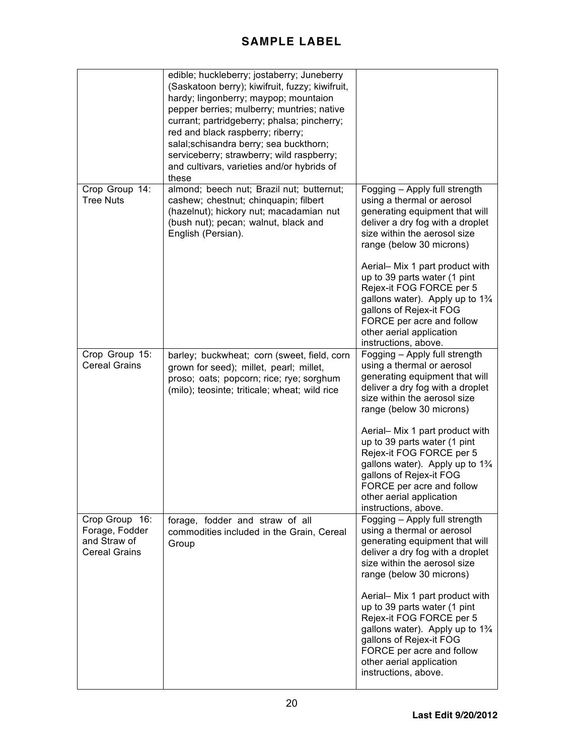# SAMPLE LABEL

| | | |
|---|---|---|
| | edible; huckleberry; jostaberry; Juneberry (Saskatoon berry); kiwifruit, fuzzy; kiwifruit, hardy; lingonberry; maypop; mountaion pepper berries; mulberry; muntries; native currant; partridgeberry; phalsa; pincherry; red and black raspberry; riberry; salal;schisandra berry; sea buckthorn; serviceberry; strawberry; wild raspberry; and cultivars, varieties and/or hybrids of these | |
| Crop Group 14: Tree Nuts | almond; beech nut; Brazil nut; butternut; cashew; chestnut; chinquapin; filbert (hazelnut); hickory nut; macadamian nut (bush nut); pecan; walnut, black and English (Persian). | Fogging – Apply full strength using a thermal or aerosol generating equipment that will deliver a dry fog with a droplet size within the aerosol size range (below 30 microns)<br><br>Aerial– Mix 1 part product with up to 39 parts water (1 pint Rejex-it FOG FORCE per 5 gallons water). Apply up to 1¾ gallons of Rejex-it FOG FORCE per acre and follow other aerial application instructions, above. |
| Crop Group 15: Cereal Grains | barley; buckwheat; corn (sweet, field, corn grown for seed); millet, pearl; millet, proso; oats; popcorn; rice; rye; sorghum (milo); teosinte; triticale; wheat; wild rice | Fogging – Apply full strength using a thermal or aerosol generating equipment that will deliver a dry fog with a droplet size within the aerosol size range (below 30 microns)<br><br>Aerial– Mix 1 part product with up to 39 parts water (1 pint Rejex-it FOG FORCE per 5 gallons water). Apply up to 1¾ gallons of Rejex-it FOG FORCE per acre and follow other aerial application instructions, above. |
| Crop Group 16: Forage, Fodder and Straw of Cereal Grains | forage, fodder and straw of all commodities included in the Grain, Cereal Group | Fogging – Apply full strength using a thermal or aerosol generating equipment that will deliver a dry fog with a droplet size within the aerosol size range (below 30 microns)<br><br>Aerial– Mix 1 part product with up to 39 parts water (1 pint Rejex-it FOG FORCE per 5 gallons water). Apply up to 1¾ gallons of Rejex-it FOG FORCE per acre and follow other aerial application instructions, above. |

Last Edit 9/20/2012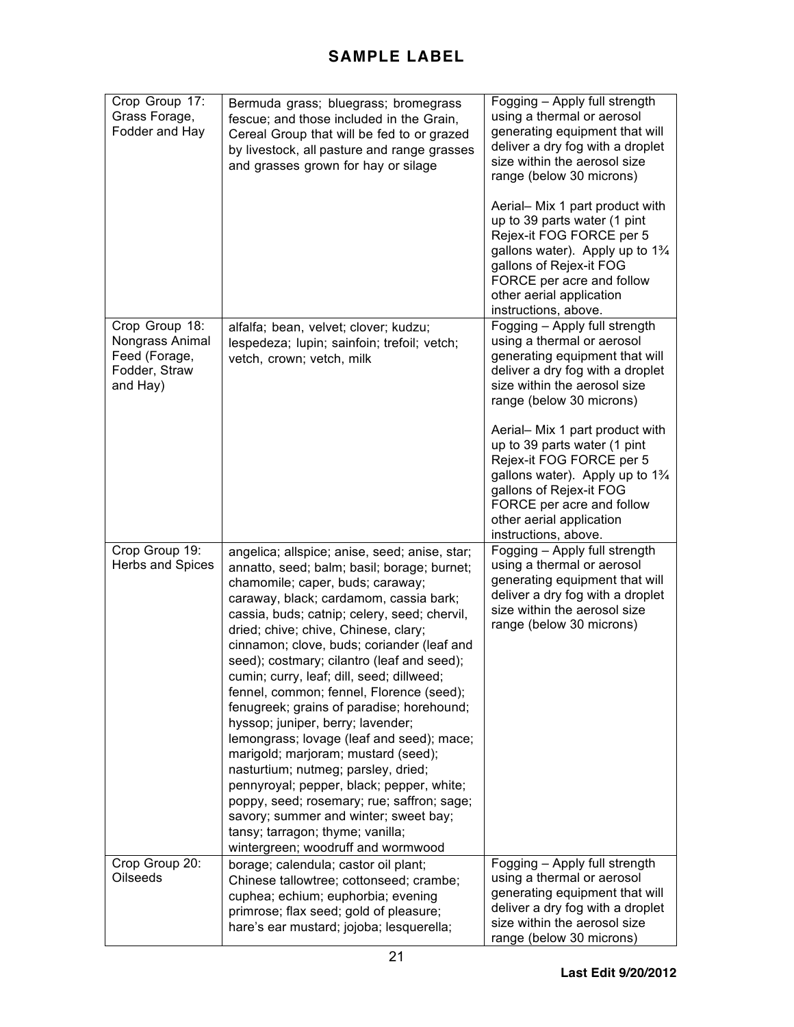# SAMPLE LABEL

| | | |
|---|---|---|
| Crop Group 17: Grass Forage, Fodder and Hay | Bermuda grass; bluegrass; bromegrass fescue; and those included in the Grain, Cereal Group that will be fed to or grazed by livestock, all pasture and range grasses and grasses grown for hay or silage | Fogging – Apply full strength using a thermal or aerosol generating equipment that will deliver a dry fog with a droplet size within the aerosol size range (below 30 microns)<br><br>Aerial– Mix 1 part product with up to 39 parts water (1 pint Rejex-it FOG FORCE per 5 gallons water). Apply up to 1¾ gallons of Rejex-it FOG FORCE per acre and follow other aerial application instructions, above. |
| Crop Group 18: Nongrass Animal Feed (Forage, Fodder, Straw and Hay) | alfalfa; bean, velvet; clover; kudzu; lespedeza; lupin; sainfoin; trefoil; vetch; vetch, crown; vetch, milk | Fogging – Apply full strength using a thermal or aerosol generating equipment that will deliver a dry fog with a droplet size within the aerosol size range (below 30 microns)<br><br>Aerial– Mix 1 part product with up to 39 parts water (1 pint Rejex-it FOG FORCE per 5 gallons water). Apply up to 1¾ gallons of Rejex-it FOG FORCE per acre and follow other aerial application instructions, above. |
| Crop Group 19: Herbs and Spices | angelica; allspice; anise, seed; anise, star; annatto, seed; balm; basil; borage; burnet; chamomile; caper, buds; caraway; caraway, black; cardamom, cassia bark; cassia, buds; catnip; celery, seed; chervil, dried; chive; chive, Chinese, clary; cinnamon; clove, buds; coriander (leaf and seed); costmary; cilantro (leaf and seed); cumin; curry, leaf; dill, seed; dillweed; fennel, common; fennel, Florence (seed); fenugreek; grains of paradise; horehound; hyssop; juniper, berry; lavender; lemongrass; lovage (leaf and seed); mace; marigold; marjoram; mustard (seed); nasturtium; nutmeg; parsley, dried; pennyroyal; pepper, black; pepper, white; poppy, seed; rosemary; rue; saffron; sage; savory; summer and winter; sweet bay; tansy; tarragon; thyme; vanilla; wintergreen; woodruff and wormwood | Fogging – Apply full strength using a thermal or aerosol generating equipment that will deliver a dry fog with a droplet size within the aerosol size range (below 30 microns) |
| Crop Group 20: Oilseeds | borage; calendula; castor oil plant; Chinese tallowtree; cottonseed; crambe; cuphea; echium; euphorbia; evening primrose; flax seed; gold of pleasure; hare's ear mustard; jojoba; lesquerella; | Fogging – Apply full strength using a thermal or aerosol generating equipment that will deliver a dry fog with a droplet size within the aerosol size range (below 30 microns) |

Last Edit 9/20/2012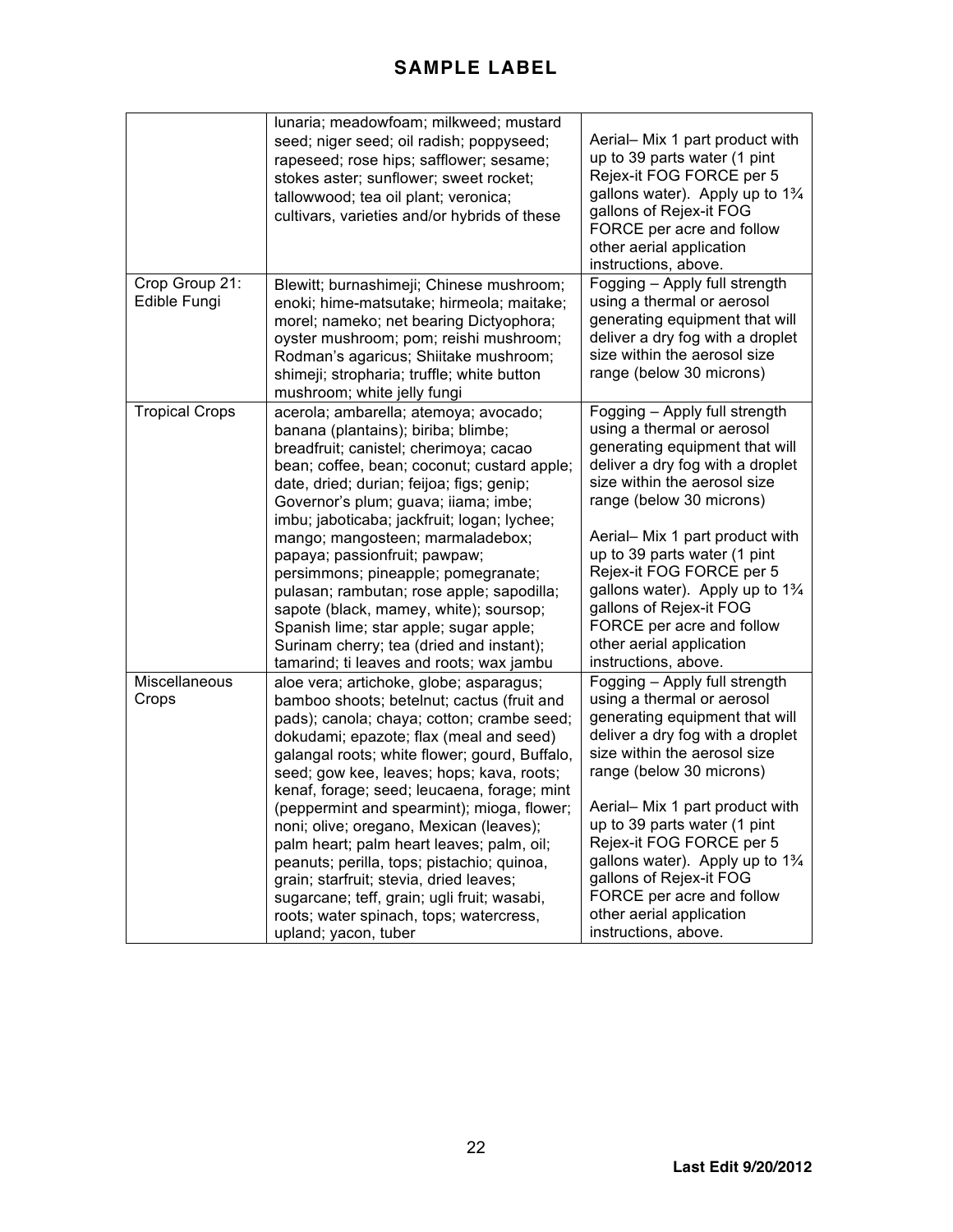| | | |
|---|---|---|
| | lunaria; meadowfoam; milkweed; mustard seed; niger seed; oil radish; poppyseed; rapeseed; rose hips; safflower; sesame; stokes aster; sunflower; sweet rocket; tallowwood; tea oil plant; veronica; cultivars, varieties and/or hybrids of these | Aerial– Mix 1 part product with up to 39 parts water (1 pint Rejex-it FOG FORCE per 5 gallons water). Apply up to 1¾ gallons of Rejex-it FOG FORCE per acre and follow other aerial application instructions, above. |
| Crop Group 21: Edible Fungi | Blewitt; burnashimeji; Chinese mushroom; enoki; hime-matsutake; hirmeola; maitake; morel; nameko; net bearing Dictyophora; oyster mushroom; pom; reishi mushroom; Rodman's agaricus; Shiitake mushroom; shimeji; stropharia; truffle; white button mushroom; white jelly fungi | Fogging – Apply full strength using a thermal or aerosol generating equipment that will deliver a dry fog with a droplet size within the aerosol size range (below 30 microns) |
| Tropical Crops | acerola; ambarella; atemoya; avocado; banana (plantains); biriba; blimbe; breadfruit; canistel; cherimoya; cacao bean; coffee, bean; coconut; custard apple; date, dried; durian; feijoa; figs; genip; Governor's plum; guava; iiama; imbe; imbu; jaboticaba; jackfruit; logan; lychee; mango; mangosteen; marmaladebox; papaya; passionfruit; pawpaw; persimmons; pineapple; pomegranate; pulasan; rambutan; rose apple; sapodilla; sapote (black, mamey, white); soursop; Spanish lime; star apple; sugar apple; Surinam cherry; tea (dried and instant); tamarind; ti leaves and roots; wax jambu | Fogging – Apply full strength using a thermal or aerosol generating equipment that will deliver a dry fog with a droplet size within the aerosol size range (below 30 microns)<br><br>Aerial– Mix 1 part product with up to 39 parts water (1 pint Rejex-it FOG FORCE per 5 gallons water). Apply up to 1¾ gallons of Rejex-it FOG FORCE per acre and follow other aerial application instructions, above. |
| Miscellaneous Crops | aloe vera; artichoke, globe; asparagus; bamboo shoots; betelnut; cactus (fruit and pads); canola; chaya; cotton; crambe seed; dokudami; epazote; flax (meal and seed) galangal roots; white flower; gourd, Buffalo, seed; gow kee, leaves; hops; kava, roots; kenaf, forage; seed; leucaena, forage; mint (peppermint and spearmint); mioga, flower; noni; olive; oregano, Mexican (leaves); palm heart; palm heart leaves; palm, oil; peanuts; perilla, tops; pistachio; quinoa, grain; starfruit; stevia, dried leaves; sugarcane; teff, grain; ugli fruit; wasabi, roots; water spinach, tops; watercress, upland; yacon, tuber | Fogging – Apply full strength using a thermal or aerosol generating equipment that will deliver a dry fog with a droplet size within the aerosol size range (below 30 microns)<br><br>Aerial– Mix 1 part product with up to 39 parts water (1 pint Rejex-it FOG FORCE per 5 gallons water). Apply up to 1¾ gallons of Rejex-it FOG FORCE per acre and follow other aerial application instructions, above. |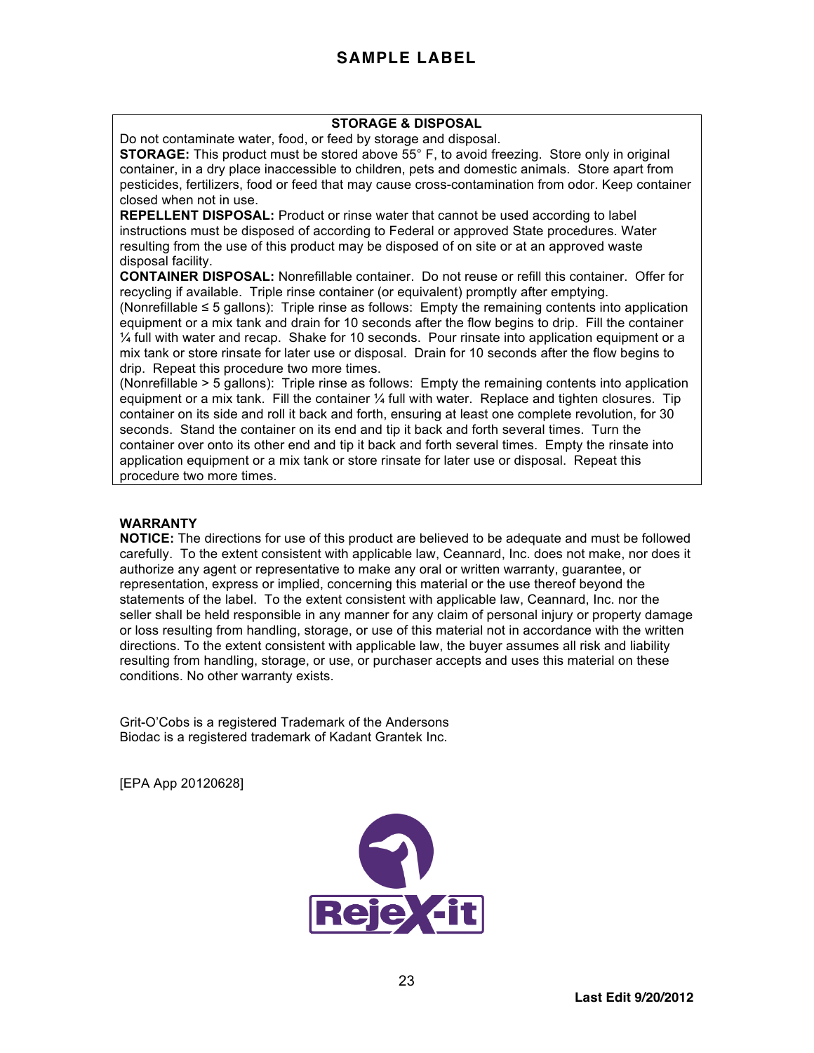# SAMPLE LABEL

## STORAGE & DISPOSAL

Do not contaminate water, food, or feed by storage and disposal.

**STORAGE:** This product must be stored above 55° F, to avoid freezing. Store only in original container, in a dry place inaccessible to children, pets and domestic animals. Store apart from pesticides, fertilizers, food or feed that may cause cross-contamination from odor. Keep container closed when not in use.

**REPELLENT DISPOSAL:** Product or rinse water that cannot be used according to label instructions must be disposed of according to Federal or approved State procedures. Water resulting from the use of this product may be disposed of on site or at an approved waste disposal facility.

**CONTAINER DISPOSAL:** Nonrefillable container. Do not reuse or refill this container. Offer for recycling if available. Triple rinse container (or equivalent) promptly after emptying.

(Nonrefillable ≤ 5 gallons): Triple rinse as follows: Empty the remaining contents into application equipment or a mix tank and drain for 10 seconds after the flow begins to drip. Fill the container ¼ full with water and recap. Shake for 10 seconds. Pour rinsate into application equipment or a mix tank or store rinsate for later use or disposal. Drain for 10 seconds after the flow begins to drip. Repeat this procedure two more times.

(Nonrefillable > 5 gallons): Triple rinse as follows: Empty the remaining contents into application equipment or a mix tank. Fill the container ¼ full with water. Replace and tighten closures. Tip container on its side and roll it back and forth, ensuring at least one complete revolution, for 30 seconds. Stand the container on its end and tip it back and forth several times. Turn the container over onto its other end and tip it back and forth several times. Empty the rinsate into application equipment or a mix tank or store rinsate for later use or disposal. Repeat this procedure two more times.

**WARRANTY**

**NOTICE:** The directions for use of this product are believed to be adequate and must be followed carefully. To the extent consistent with applicable law, Ceannard, Inc. does not make, nor does it authorize any agent or representative to make any oral or written warranty, guarantee, or representation, express or implied, concerning this material or the use thereof beyond the statements of the label. To the extent consistent with applicable law, Ceannard, Inc. nor the seller shall be held responsible in any manner for any claim of personal injury or property damage or loss resulting from handling, storage, or use of this material not in accordance with the written directions. To the extent consistent with applicable law, the buyer assumes all risk and liability resulting from handling, storage, or use, or purchaser accepts and uses this material on these conditions. No other warranty exists.

Grit-O'Cobs is a registered Trademark of the Andersons
Biodac is a registered trademark of Kadant Grantek Inc.

[EPA App 20120628]

RejeX-it

Last Edit 9/20/2012